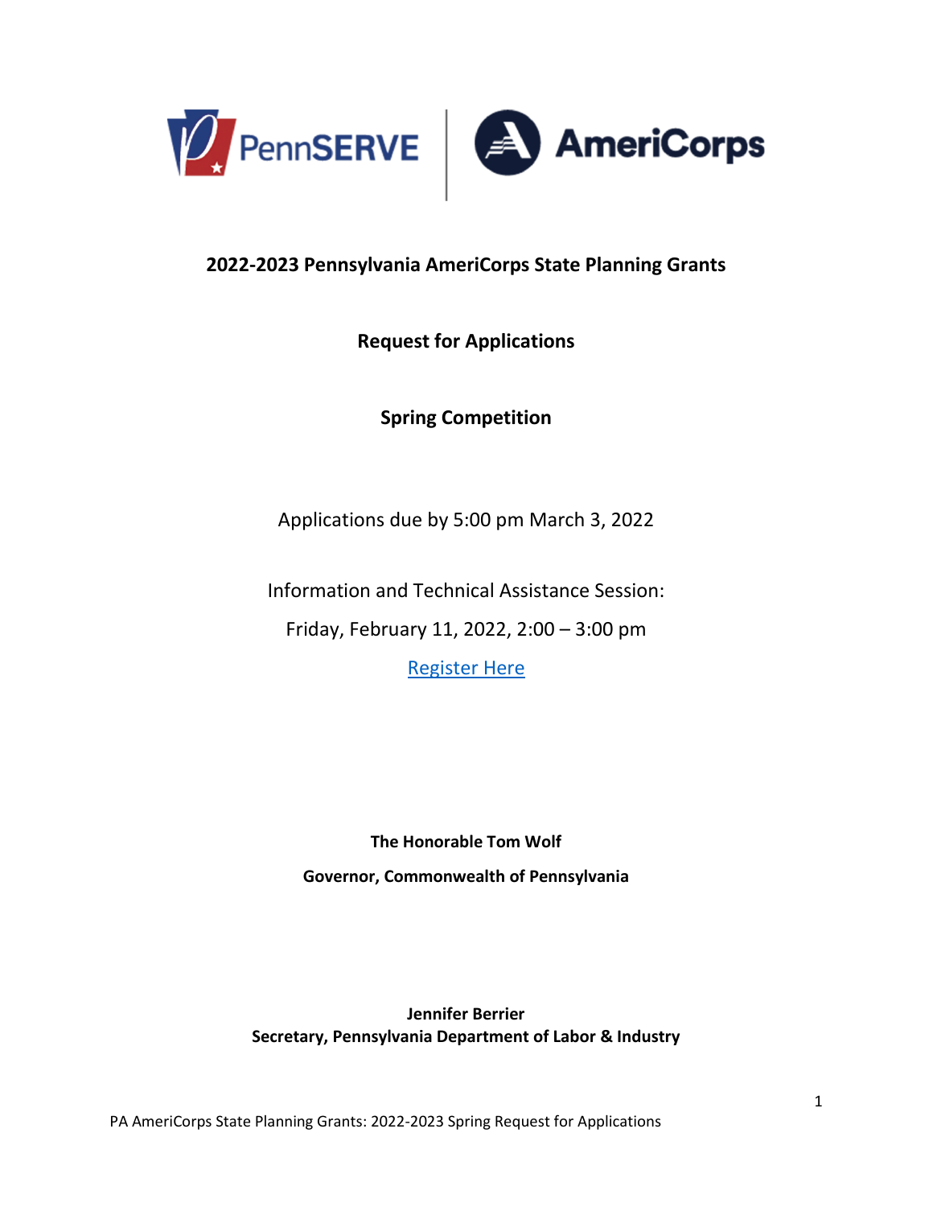# 2022-2023 Pennsylvania AmeriCorps State Planning Grants

## Request for Applications

## Spring Competition

Applications due by 5:00 pm March 3, 2022

Information and Technical Assistance Session:

Friday, February 11, 2022, 2:00 – 3:00 pm

Register Here

**The Honorable Tom Wolf**

**Governor, Commonwealth of Pennsylvania**

**Jennifer Berrier**
**Secretary, Pennsylvania Department of Labor & Industry**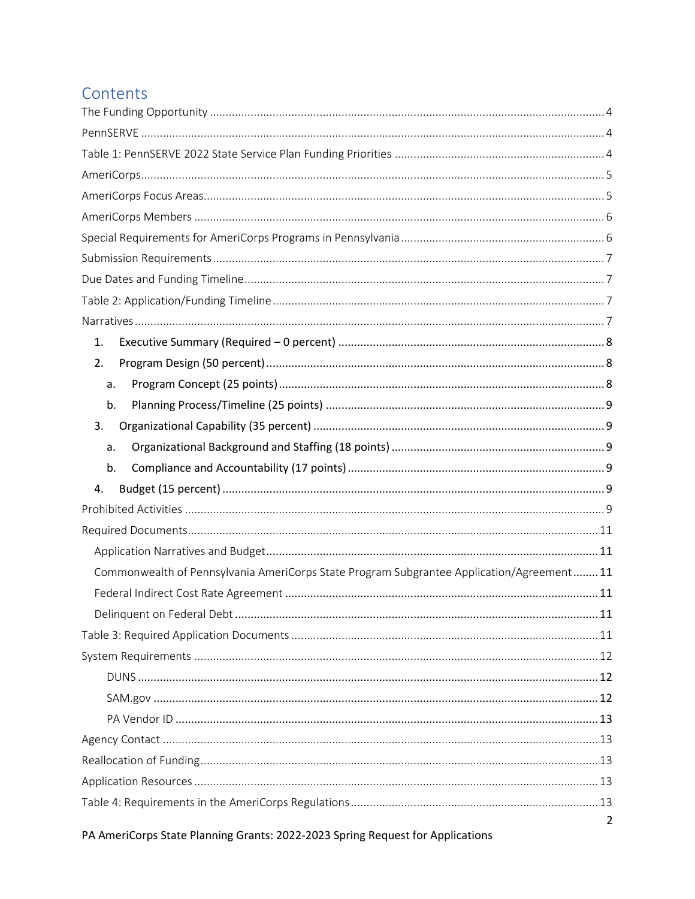## Contents

The Funding Opportunity ..... 4
PennSERVE ..... 4
Table 1: PennSERVE 2022 State Service Plan Funding Priorities ..... 4
AmeriCorps ..... 5
AmeriCorps Focus Areas ..... 5
AmeriCorps Members ..... 6
Special Requirements for AmeriCorps Programs in Pennsylvania ..... 6
Submission Requirements ..... 7
Due Dates and Funding Timeline ..... 7
Table 2: Application/Funding Timeline ..... 7
Narratives ..... 7

1. **Executive Summary (Required – 0 percent)** ..... 8
2. **Program Design (50 percent)** ..... 8
   a. **Program Concept (25 points)** ..... 8
   b. **Planning Process/Timeline (25 points)** ..... 9
3. **Organizational Capability (35 percent)** ..... 9
   a. **Organizational Background and Staffing (18 points)** ..... 9
   b. **Compliance and Accountability (17 points)** ..... 9
4. **Budget (15 percent)** ..... 9

Prohibited Activities ..... 9
Required Documents ..... 11
- Application Narratives and Budget ..... 11
- Commonwealth of Pennsylvania AmeriCorps State Program Subgrantee Application/Agreement ..... 11
- Federal Indirect Cost Rate Agreement ..... 11
- Delinquent on Federal Debt ..... 11

Table 3: Required Application Documents ..... 11
System Requirements ..... 12
- DUNS ..... 12
- SAM.gov ..... 12
- PA Vendor ID ..... 13

Agency Contact ..... 13
Reallocation of Funding ..... 13
Application Resources ..... 13
Table 4: Requirements in the AmeriCorps Regulations ..... 13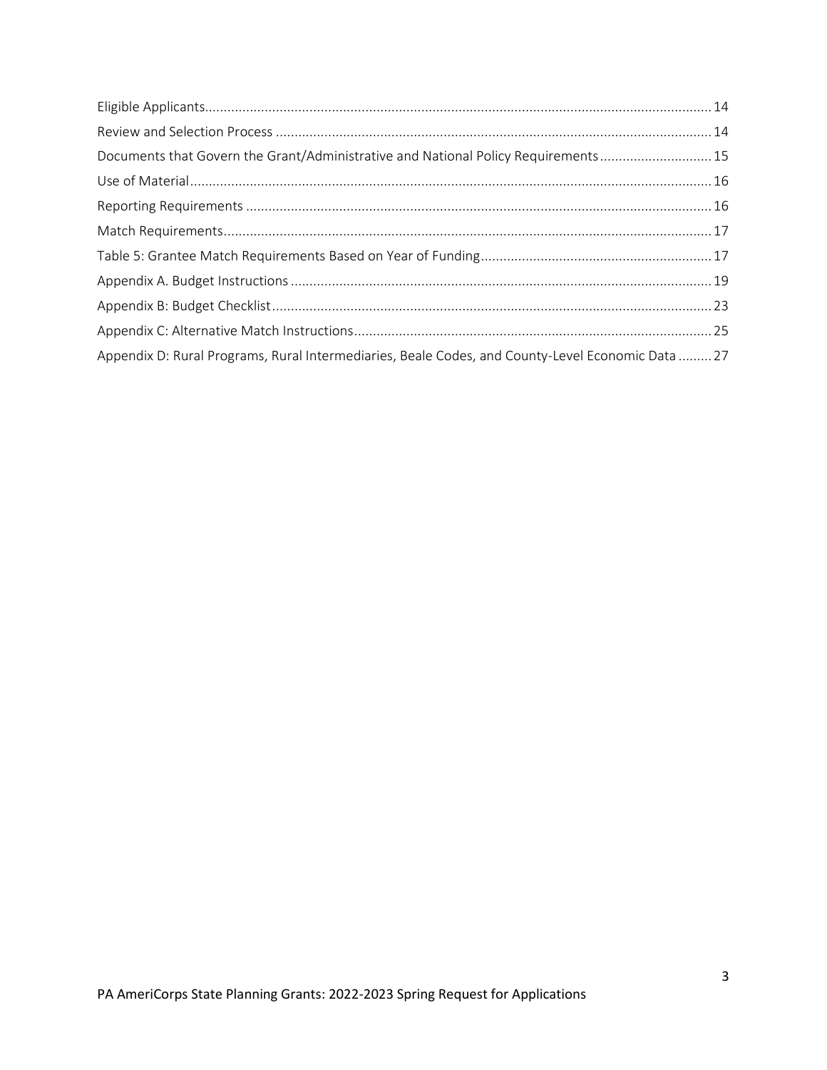Eligible Applicants........................................................................................................................................14
Review and Selection Process .....................................................................................................................14
Documents that Govern the Grant/Administrative and National Policy Requirements..............................15
Use of Material............................................................................................................................................16
Reporting Requirements .............................................................................................................................16
Match Requirements...................................................................................................................................17
Table 5: Grantee Match Requirements Based on Year of Funding..............................................................17
Appendix A. Budget Instructions .................................................................................................................19
Appendix B: Budget Checklist......................................................................................................................23
Appendix C: Alternative Match Instructions................................................................................................25
Appendix D: Rural Programs, Rural Intermediaries, Beale Codes, and County-Level Economic Data .........27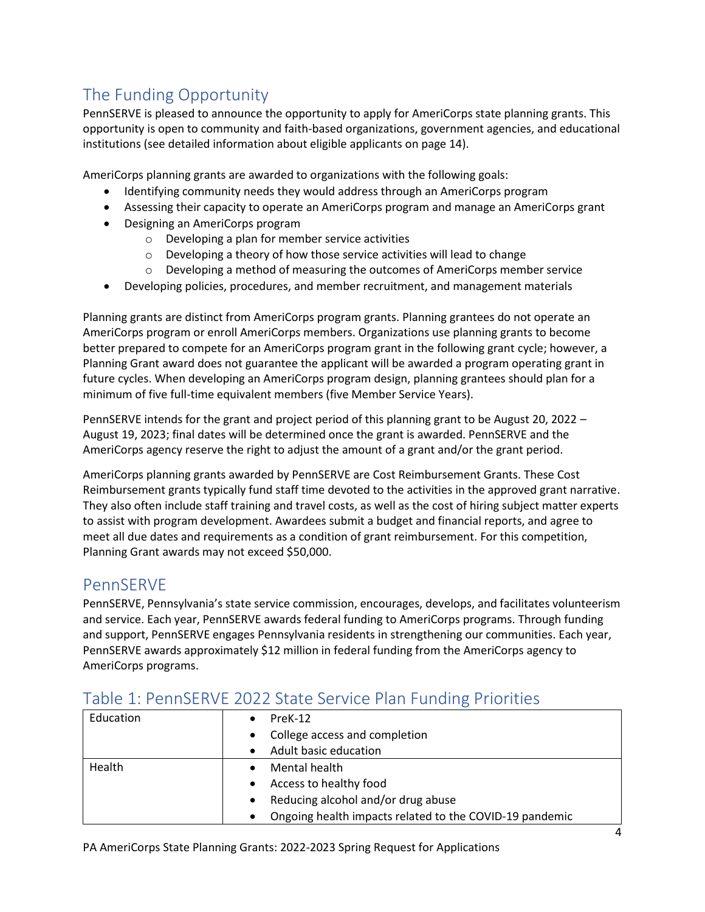## The Funding Opportunity

PennSERVE is pleased to announce the opportunity to apply for AmeriCorps state planning grants. This opportunity is open to community and faith-based organizations, government agencies, and educational institutions (see detailed information about eligible applicants on page 14).

AmeriCorps planning grants are awarded to organizations with the following goals:

- Identifying community needs they would address through an AmeriCorps program
- Assessing their capacity to operate an AmeriCorps program and manage an AmeriCorps grant
- Designing an AmeriCorps program
  - Developing a plan for member service activities
  - Developing a theory of how those service activities will lead to change
  - Developing a method of measuring the outcomes of AmeriCorps member service
- Developing policies, procedures, and member recruitment, and management materials

Planning grants are distinct from AmeriCorps program grants. Planning grantees do not operate an AmeriCorps program or enroll AmeriCorps members. Organizations use planning grants to become better prepared to compete for an AmeriCorps program grant in the following grant cycle; however, a Planning Grant award does not guarantee the applicant will be awarded a program operating grant in future cycles. When developing an AmeriCorps program design, planning grantees should plan for a minimum of five full-time equivalent members (five Member Service Years).

PennSERVE intends for the grant and project period of this planning grant to be August 20, 2022 – August 19, 2023; final dates will be determined once the grant is awarded. PennSERVE and the AmeriCorps agency reserve the right to adjust the amount of a grant and/or the grant period.

AmeriCorps planning grants awarded by PennSERVE are Cost Reimbursement Grants. These Cost Reimbursement grants typically fund staff time devoted to the activities in the approved grant narrative. They also often include staff training and travel costs, as well as the cost of hiring subject matter experts to assist with program development. Awardees submit a budget and financial reports, and agree to meet all due dates and requirements as a condition of grant reimbursement. For this competition, Planning Grant awards may not exceed $50,000.

## PennSERVE

PennSERVE, Pennsylvania's state service commission, encourages, develops, and facilitates volunteerism and service. Each year, PennSERVE awards federal funding to AmeriCorps programs. Through funding and support, PennSERVE engages Pennsylvania residents in strengthening our communities. Each year, PennSERVE awards approximately $12 million in federal funding from the AmeriCorps agency to AmeriCorps programs.

## Table 1: PennSERVE 2022 State Service Plan Funding Priorities

| | |
|---|---|
| Education | • PreK-12<br>• College access and completion<br>• Adult basic education |
| Health | • Mental health<br>• Access to healthy food<br>• Reducing alcohol and/or drug abuse<br>• Ongoing health impacts related to the COVID-19 pandemic |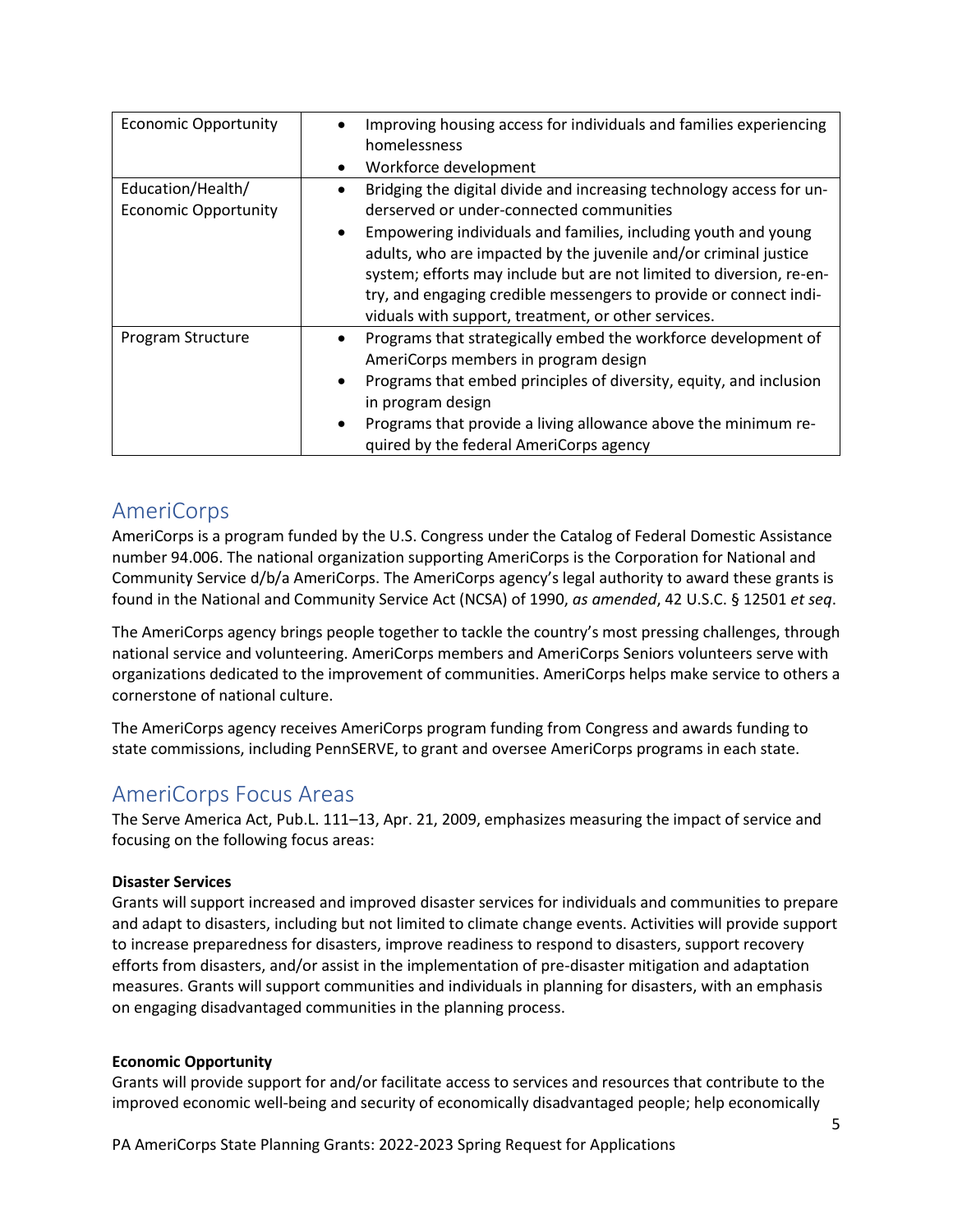| | |
|---|---|
| Economic Opportunity | • Improving housing access for individuals and families experiencing homelessness<br>• Workforce development |
| Education/Health/ Economic Opportunity | • Bridging the digital divide and increasing technology access for underserved or under-connected communities<br>• Empowering individuals and families, including youth and young adults, who are impacted by the juvenile and/or criminal justice system; efforts may include but are not limited to diversion, re-entry, and engaging credible messengers to provide or connect individuals with support, treatment, or other services. |
| Program Structure | • Programs that strategically embed the workforce development of AmeriCorps members in program design<br>• Programs that embed principles of diversity, equity, and inclusion in program design<br>• Programs that provide a living allowance above the minimum required by the federal AmeriCorps agency |

## AmeriCorps

AmeriCorps is a program funded by the U.S. Congress under the Catalog of Federal Domestic Assistance number 94.006. The national organization supporting AmeriCorps is the Corporation for National and Community Service d/b/a AmeriCorps. The AmeriCorps agency's legal authority to award these grants is found in the National and Community Service Act (NCSA) of 1990, *as amended*, 42 U.S.C. § 12501 *et seq*.

The AmeriCorps agency brings people together to tackle the country's most pressing challenges, through national service and volunteering. AmeriCorps members and AmeriCorps Seniors volunteers serve with organizations dedicated to the improvement of communities. AmeriCorps helps make service to others a cornerstone of national culture.

The AmeriCorps agency receives AmeriCorps program funding from Congress and awards funding to state commissions, including PennSERVE, to grant and oversee AmeriCorps programs in each state.

## AmeriCorps Focus Areas

The Serve America Act, Pub.L. 111–13, Apr. 21, 2009, emphasizes measuring the impact of service and focusing on the following focus areas:

**Disaster Services**
Grants will support increased and improved disaster services for individuals and communities to prepare and adapt to disasters, including but not limited to climate change events. Activities will provide support to increase preparedness for disasters, improve readiness to respond to disasters, support recovery efforts from disasters, and/or assist in the implementation of pre-disaster mitigation and adaptation measures. Grants will support communities and individuals in planning for disasters, with an emphasis on engaging disadvantaged communities in the planning process.

**Economic Opportunity**
Grants will provide support for and/or facilitate access to services and resources that contribute to the improved economic well-being and security of economically disadvantaged people; help economically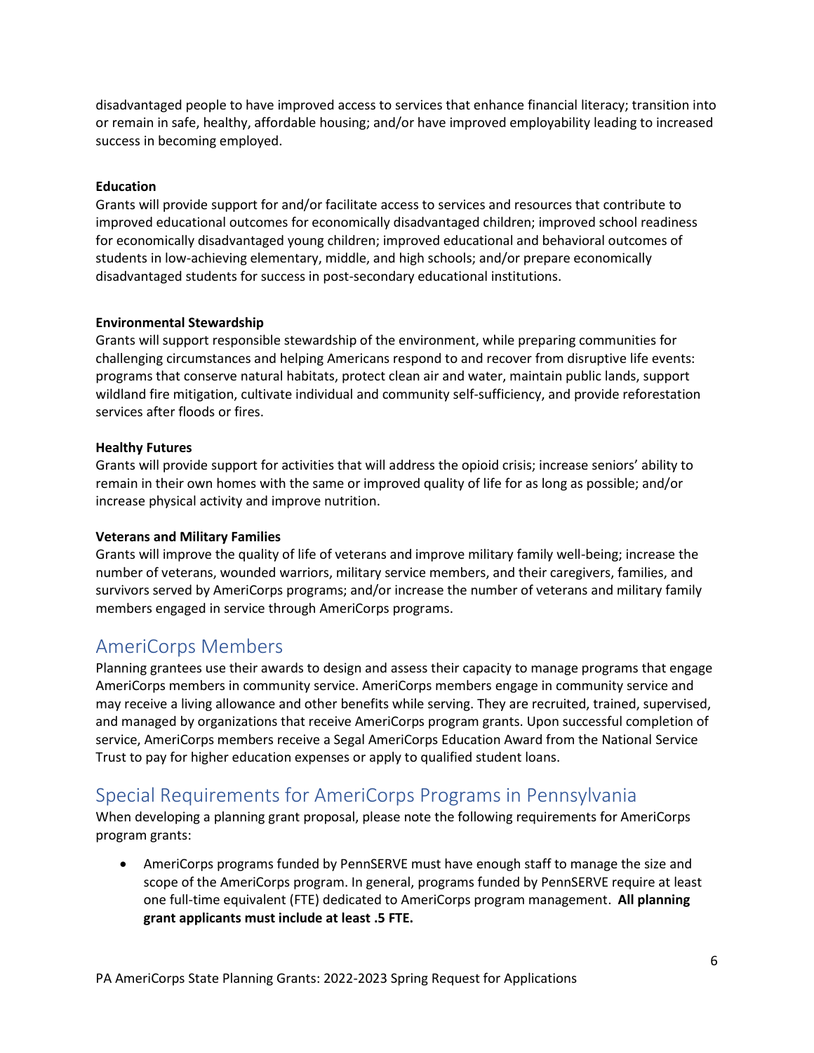disadvantaged people to have improved access to services that enhance financial literacy; transition into or remain in safe, healthy, affordable housing; and/or have improved employability leading to increased success in becoming employed.

**Education**

Grants will provide support for and/or facilitate access to services and resources that contribute to improved educational outcomes for economically disadvantaged children; improved school readiness for economically disadvantaged young children; improved educational and behavioral outcomes of students in low-achieving elementary, middle, and high schools; and/or prepare economically disadvantaged students for success in post-secondary educational institutions.

**Environmental Stewardship**

Grants will support responsible stewardship of the environment, while preparing communities for challenging circumstances and helping Americans respond to and recover from disruptive life events: programs that conserve natural habitats, protect clean air and water, maintain public lands, support wildland fire mitigation, cultivate individual and community self-sufficiency, and provide reforestation services after floods or fires.

**Healthy Futures**

Grants will provide support for activities that will address the opioid crisis; increase seniors' ability to remain in their own homes with the same or improved quality of life for as long as possible; and/or increase physical activity and improve nutrition.

**Veterans and Military Families**

Grants will improve the quality of life of veterans and improve military family well-being; increase the number of veterans, wounded warriors, military service members, and their caregivers, families, and survivors served by AmeriCorps programs; and/or increase the number of veterans and military family members engaged in service through AmeriCorps programs.

## AmeriCorps Members

Planning grantees use their awards to design and assess their capacity to manage programs that engage AmeriCorps members in community service. AmeriCorps members engage in community service and may receive a living allowance and other benefits while serving. They are recruited, trained, supervised, and managed by organizations that receive AmeriCorps program grants. Upon successful completion of service, AmeriCorps members receive a Segal AmeriCorps Education Award from the National Service Trust to pay for higher education expenses or apply to qualified student loans.

## Special Requirements for AmeriCorps Programs in Pennsylvania

When developing a planning grant proposal, please note the following requirements for AmeriCorps program grants:

- AmeriCorps programs funded by PennSERVE must have enough staff to manage the size and scope of the AmeriCorps program. In general, programs funded by PennSERVE require at least one full-time equivalent (FTE) dedicated to AmeriCorps program management. **All planning grant applicants must include at least .5 FTE.**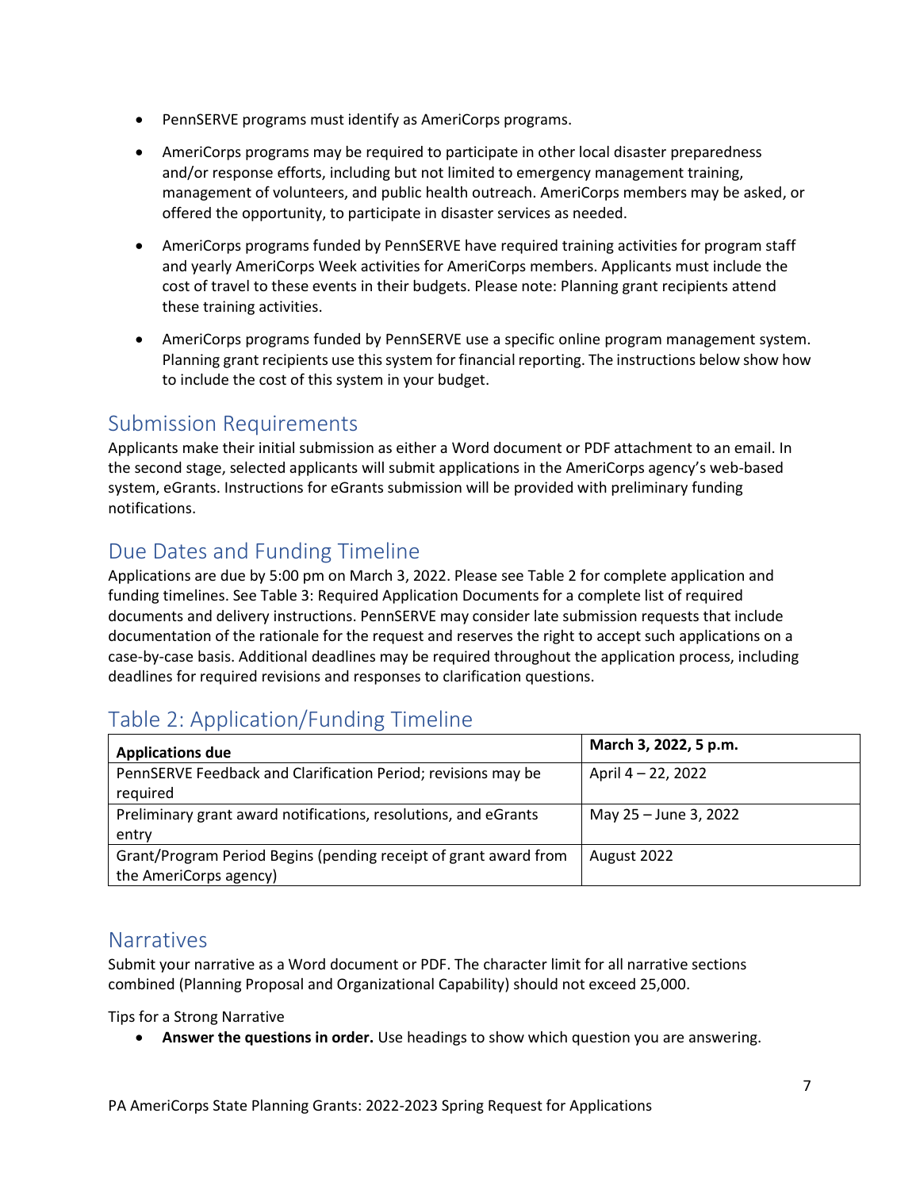- PennSERVE programs must identify as AmeriCorps programs.
- AmeriCorps programs may be required to participate in other local disaster preparedness and/or response efforts, including but not limited to emergency management training, management of volunteers, and public health outreach. AmeriCorps members may be asked, or offered the opportunity, to participate in disaster services as needed.
- AmeriCorps programs funded by PennSERVE have required training activities for program staff and yearly AmeriCorps Week activities for AmeriCorps members. Applicants must include the cost of travel to these events in their budgets. Please note: Planning grant recipients attend these training activities.
- AmeriCorps programs funded by PennSERVE use a specific online program management system. Planning grant recipients use this system for financial reporting. The instructions below show how to include the cost of this system in your budget.

## Submission Requirements

Applicants make their initial submission as either a Word document or PDF attachment to an email. In the second stage, selected applicants will submit applications in the AmeriCorps agency's web-based system, eGrants. Instructions for eGrants submission will be provided with preliminary funding notifications.

## Due Dates and Funding Timeline

Applications are due by 5:00 pm on March 3, 2022. Please see Table 2 for complete application and funding timelines. See Table 3: Required Application Documents for a complete list of required documents and delivery instructions. PennSERVE may consider late submission requests that include documentation of the rationale for the request and reserves the right to accept such applications on a case-by-case basis. Additional deadlines may be required throughout the application process, including deadlines for required revisions and responses to clarification questions.

## Table 2: Application/Funding Timeline

| **Applications due** | **March 3, 2022, 5 p.m.** |
| --- | --- |
| PennSERVE Feedback and Clarification Period; revisions may be required | April 4 – 22, 2022 |
| Preliminary grant award notifications, resolutions, and eGrants entry | May 25 – June 3, 2022 |
| Grant/Program Period Begins (pending receipt of grant award from the AmeriCorps agency) | August 2022 |

## Narratives

Submit your narrative as a Word document or PDF. The character limit for all narrative sections combined (Planning Proposal and Organizational Capability) should not exceed 25,000.

Tips for a Strong Narrative

- **Answer the questions in order.** Use headings to show which question you are answering.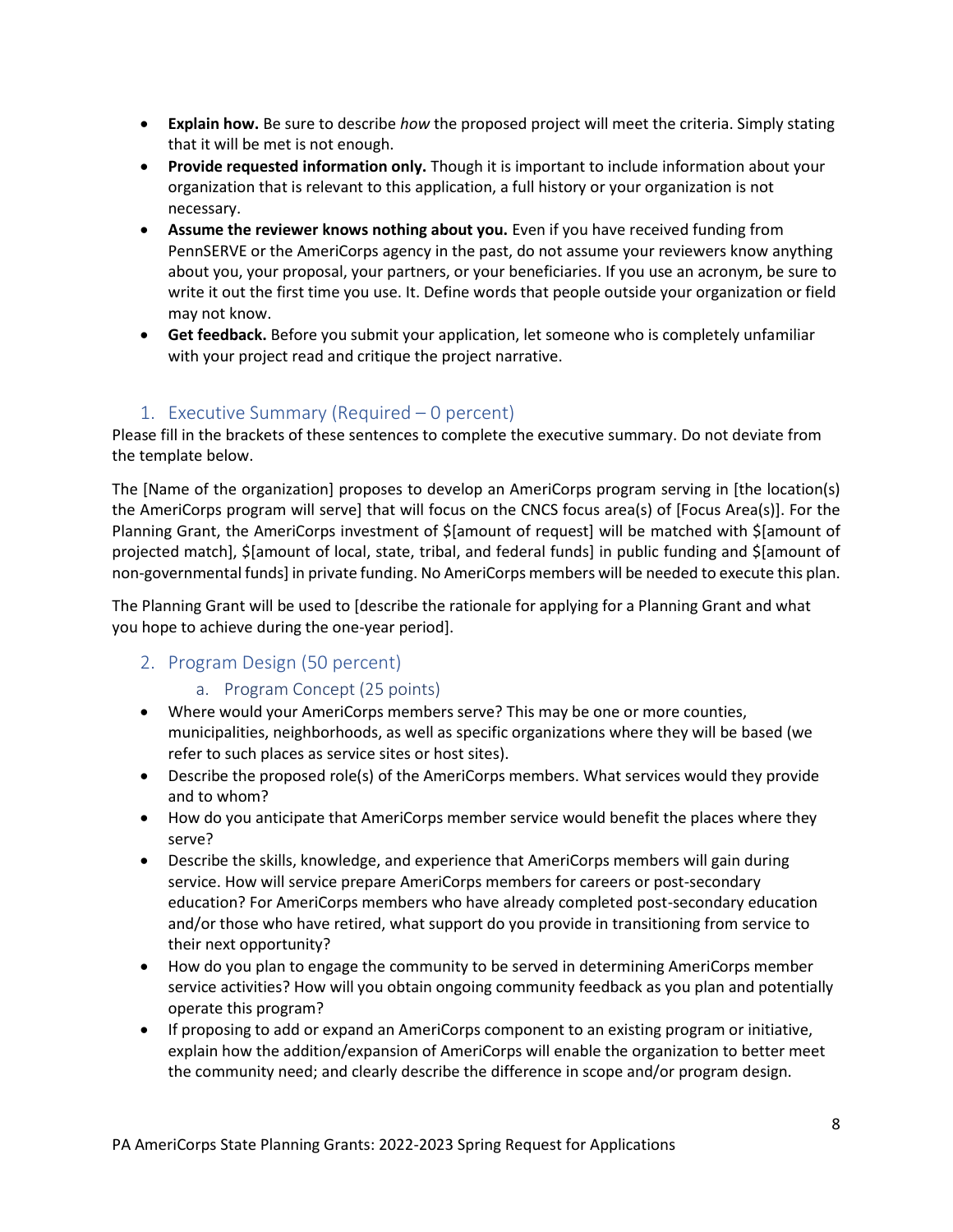- **Explain how.** Be sure to describe *how* the proposed project will meet the criteria. Simply stating that it will be met is not enough.
- **Provide requested information only.** Though it is important to include information about your organization that is relevant to this application, a full history or your organization is not necessary.
- **Assume the reviewer knows nothing about you.** Even if you have received funding from PennSERVE or the AmeriCorps agency in the past, do not assume your reviewers know anything about you, your proposal, your partners, or your beneficiaries. If you use an acronym, be sure to write it out the first time you use. It. Define words that people outside your organization or field may not know.
- **Get feedback.** Before you submit your application, let someone who is completely unfamiliar with your project read and critique the project narrative.

## 1. Executive Summary (Required – 0 percent)

Please fill in the brackets of these sentences to complete the executive summary. Do not deviate from the template below.

The [Name of the organization] proposes to develop an AmeriCorps program serving in [the location(s) the AmeriCorps program will serve] that will focus on the CNCS focus area(s) of [Focus Area(s)]. For the Planning Grant, the AmeriCorps investment of $[amount of request] will be matched with $[amount of projected match], $[amount of local, state, tribal, and federal funds] in public funding and $[amount of non-governmental funds] in private funding. No AmeriCorps members will be needed to execute this plan.

The Planning Grant will be used to [describe the rationale for applying for a Planning Grant and what you hope to achieve during the one-year period].

## 2. Program Design (50 percent)

### a. Program Concept (25 points)

- Where would your AmeriCorps members serve? This may be one or more counties, municipalities, neighborhoods, as well as specific organizations where they will be based (we refer to such places as service sites or host sites).
- Describe the proposed role(s) of the AmeriCorps members. What services would they provide and to whom?
- How do you anticipate that AmeriCorps member service would benefit the places where they serve?
- Describe the skills, knowledge, and experience that AmeriCorps members will gain during service. How will service prepare AmeriCorps members for careers or post-secondary education? For AmeriCorps members who have already completed post-secondary education and/or those who have retired, what support do you provide in transitioning from service to their next opportunity?
- How do you plan to engage the community to be served in determining AmeriCorps member service activities? How will you obtain ongoing community feedback as you plan and potentially operate this program?
- If proposing to add or expand an AmeriCorps component to an existing program or initiative, explain how the addition/expansion of AmeriCorps will enable the organization to better meet the community need; and clearly describe the difference in scope and/or program design.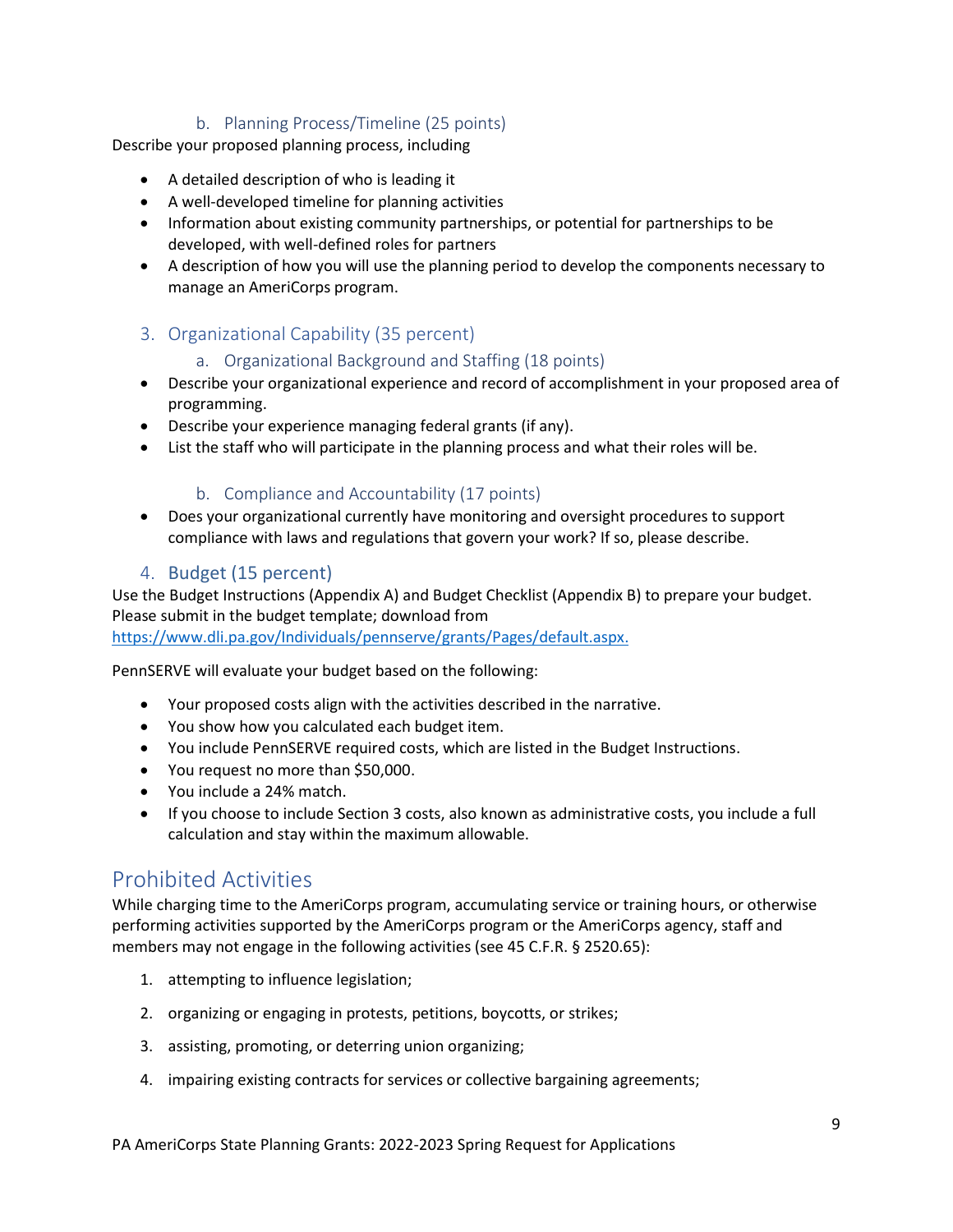### b. Planning Process/Timeline (25 points)

Describe your proposed planning process, including

- A detailed description of who is leading it
- A well-developed timeline for planning activities
- Information about existing community partnerships, or potential for partnerships to be developed, with well-defined roles for partners
- A description of how you will use the planning period to develop the components necessary to manage an AmeriCorps program.

## 3. Organizational Capability (35 percent)

### a. Organizational Background and Staffing (18 points)

- Describe your organizational experience and record of accomplishment in your proposed area of programming.
- Describe your experience managing federal grants (if any).
- List the staff who will participate in the planning process and what their roles will be.

### b. Compliance and Accountability (17 points)

- Does your organizational currently have monitoring and oversight procedures to support compliance with laws and regulations that govern your work? If so, please describe.

## 4. Budget (15 percent)

Use the Budget Instructions (Appendix A) and Budget Checklist (Appendix B) to prepare your budget. Please submit in the budget template; download from https://www.dli.pa.gov/Individuals/pennserve/grants/Pages/default.aspx.

PennSERVE will evaluate your budget based on the following:

- Your proposed costs align with the activities described in the narrative.
- You show how you calculated each budget item.
- You include PennSERVE required costs, which are listed in the Budget Instructions.
- You request no more than $50,000.
- You include a 24% match.
- If you choose to include Section 3 costs, also known as administrative costs, you include a full calculation and stay within the maximum allowable.

# Prohibited Activities

While charging time to the AmeriCorps program, accumulating service or training hours, or otherwise performing activities supported by the AmeriCorps program or the AmeriCorps agency, staff and members may not engage in the following activities (see 45 C.F.R. § 2520.65):

1. attempting to influence legislation;
2. organizing or engaging in protests, petitions, boycotts, or strikes;
3. assisting, promoting, or deterring union organizing;
4. impairing existing contracts for services or collective bargaining agreements;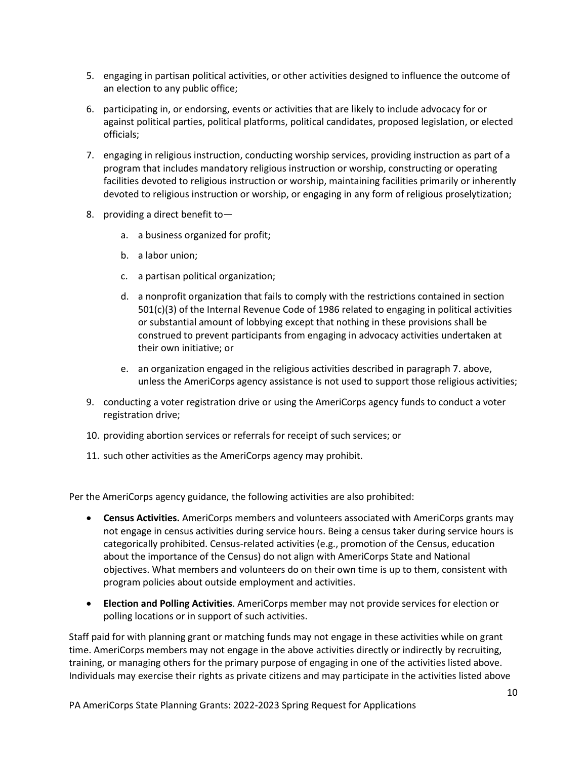5. engaging in partisan political activities, or other activities designed to influence the outcome of an election to any public office;

6. participating in, or endorsing, events or activities that are likely to include advocacy for or against political parties, political platforms, political candidates, proposed legislation, or elected officials;

7. engaging in religious instruction, conducting worship services, providing instruction as part of a program that includes mandatory religious instruction or worship, constructing or operating facilities devoted to religious instruction or worship, maintaining facilities primarily or inherently devoted to religious instruction or worship, or engaging in any form of religious proselytization;

8. providing a direct benefit to—

    a. a business organized for profit;

    b. a labor union;

    c. a partisan political organization;

    d. a nonprofit organization that fails to comply with the restrictions contained in section 501(c)(3) of the Internal Revenue Code of 1986 related to engaging in political activities or substantial amount of lobbying except that nothing in these provisions shall be construed to prevent participants from engaging in advocacy activities undertaken at their own initiative; or

    e. an organization engaged in the religious activities described in paragraph 7. above, unless the AmeriCorps agency assistance is not used to support those religious activities;

9. conducting a voter registration drive or using the AmeriCorps agency funds to conduct a voter registration drive;

10. providing abortion services or referrals for receipt of such services; or

11. such other activities as the AmeriCorps agency may prohibit.

Per the AmeriCorps agency guidance, the following activities are also prohibited:

- **Census Activities.** AmeriCorps members and volunteers associated with AmeriCorps grants may not engage in census activities during service hours. Being a census taker during service hours is categorically prohibited. Census-related activities (e.g., promotion of the Census, education about the importance of the Census) do not align with AmeriCorps State and National objectives. What members and volunteers do on their own time is up to them, consistent with program policies about outside employment and activities.

- **Election and Polling Activities**. AmeriCorps member may not provide services for election or polling locations or in support of such activities.

Staff paid for with planning grant or matching funds may not engage in these activities while on grant time. AmeriCorps members may not engage in the above activities directly or indirectly by recruiting, training, or managing others for the primary purpose of engaging in one of the activities listed above. Individuals may exercise their rights as private citizens and may participate in the activities listed above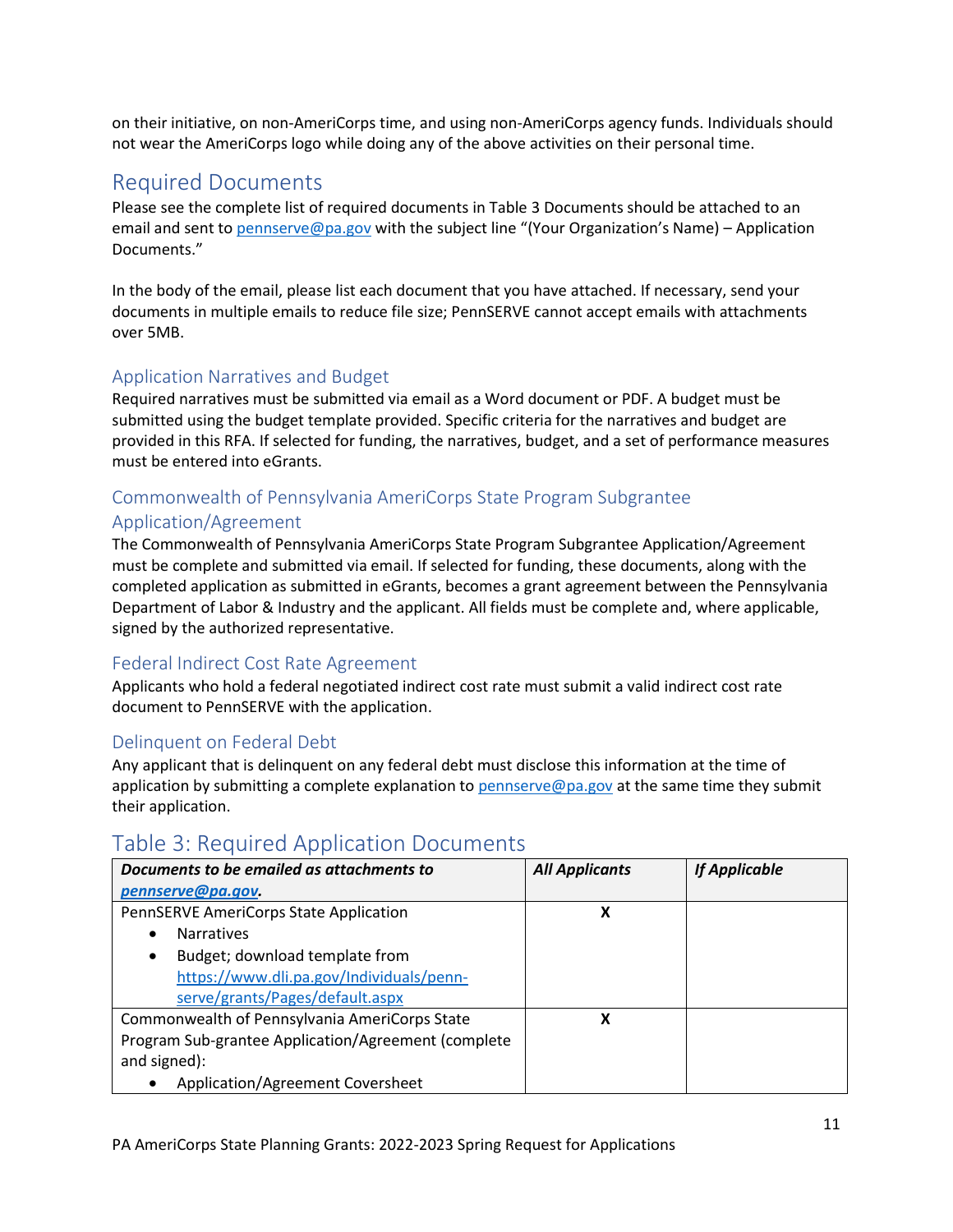on their initiative, on non-AmeriCorps time, and using non-AmeriCorps agency funds. Individuals should not wear the AmeriCorps logo while doing any of the above activities on their personal time.

## Required Documents

Please see the complete list of required documents in Table 3 Documents should be attached to an email and sent to [pennserve@pa.gov](mailto:pennserve@pa.gov) with the subject line "(Your Organization's Name) – Application Documents."

In the body of the email, please list each document that you have attached. If necessary, send your documents in multiple emails to reduce file size; PennSERVE cannot accept emails with attachments over 5MB.

### Application Narratives and Budget

Required narratives must be submitted via email as a Word document or PDF. A budget must be submitted using the budget template provided. Specific criteria for the narratives and budget are provided in this RFA. If selected for funding, the narratives, budget, and a set of performance measures must be entered into eGrants.

### Commonwealth of Pennsylvania AmeriCorps State Program Subgrantee Application/Agreement

The Commonwealth of Pennsylvania AmeriCorps State Program Subgrantee Application/Agreement must be complete and submitted via email. If selected for funding, these documents, along with the completed application as submitted in eGrants, becomes a grant agreement between the Pennsylvania Department of Labor & Industry and the applicant. All fields must be complete and, where applicable, signed by the authorized representative.

### Federal Indirect Cost Rate Agreement

Applicants who hold a federal negotiated indirect cost rate must submit a valid indirect cost rate document to PennSERVE with the application.

### Delinquent on Federal Debt

Any applicant that is delinquent on any federal debt must disclose this information at the time of application by submitting a complete explanation to [pennserve@pa.gov](mailto:pennserve@pa.gov) at the same time they submit their application.

## Table 3: Required Application Documents

| ***Documents to be emailed as attachments to [pennserve@pa.gov](mailto:pennserve@pa.gov).*** | ***All Applicants*** | ***If Applicable*** |
|---|---|---|
| PennSERVE AmeriCorps State Application<br>• Narratives<br>• Budget; download template from [https://www.dli.pa.gov/Individuals/penn-serve/grants/Pages/default.aspx](https://www.dli.pa.gov/Individuals/penn-serve/grants/Pages/default.aspx) | **X** | |
| Commonwealth of Pennsylvania AmeriCorps State Program Sub-grantee Application/Agreement (complete and signed):<br>• Application/Agreement Coversheet | **X** | |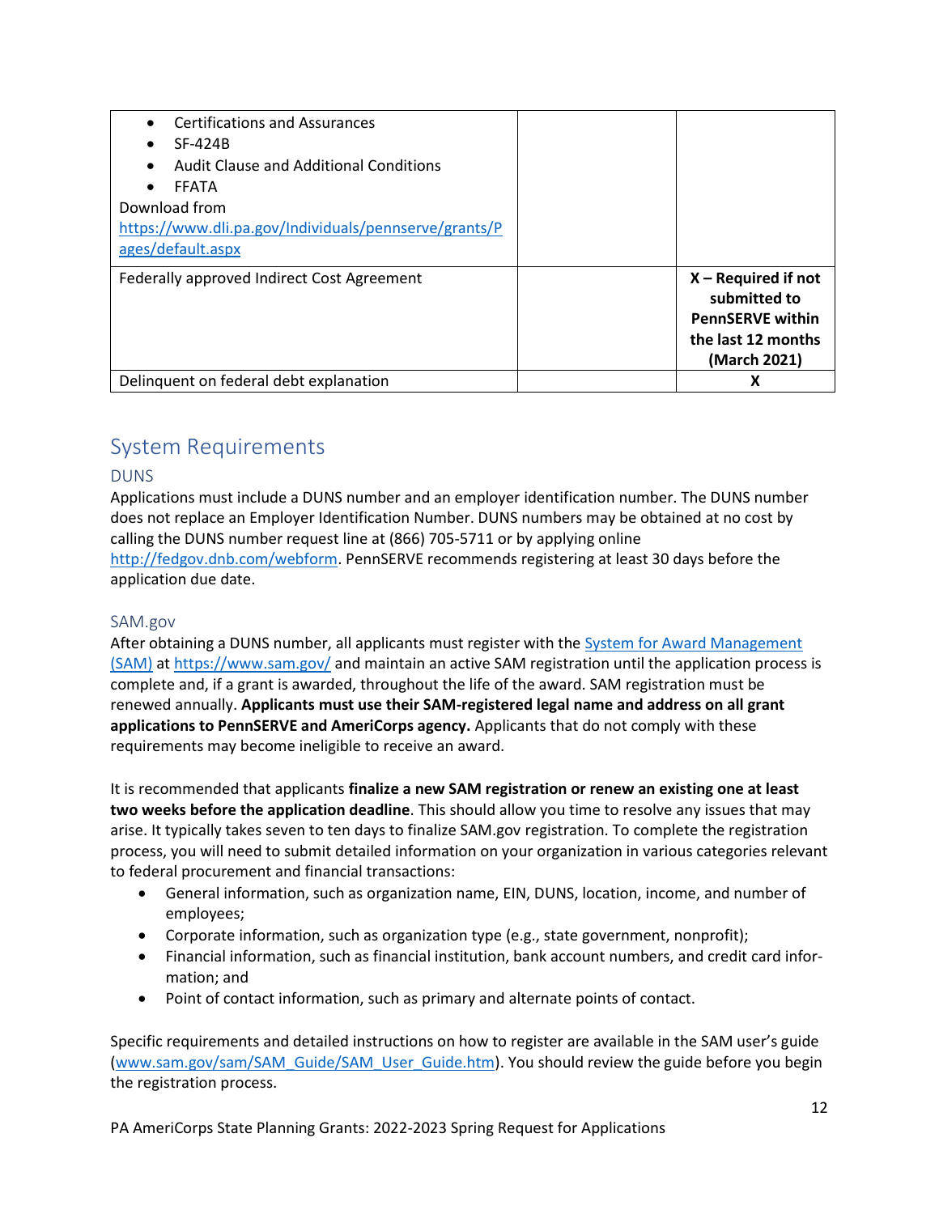| | | |
|---|---|---|
| • Certifications and Assurances<br>• SF-424B<br>• Audit Clause and Additional Conditions<br>• FFATA<br>Download from https://www.dli.pa.gov/Individuals/pennserve/grants/Pages/default.aspx | | |
| Federally approved Indirect Cost Agreement | | **X – Required if not submitted to PennSERVE within the last 12 months (March 2021)** |
| Delinquent on federal debt explanation | | **X** |

## System Requirements

### DUNS

Applications must include a DUNS number and an employer identification number. The DUNS number does not replace an Employer Identification Number. DUNS numbers may be obtained at no cost by calling the DUNS number request line at (866) 705-5711 or by applying online http://fedgov.dnb.com/webform. PennSERVE recommends registering at least 30 days before the application due date.

### SAM.gov

After obtaining a DUNS number, all applicants must register with the System for Award Management (SAM) at https://www.sam.gov/ and maintain an active SAM registration until the application process is complete and, if a grant is awarded, throughout the life of the award. SAM registration must be renewed annually. **Applicants must use their SAM-registered legal name and address on all grant applications to PennSERVE and AmeriCorps agency.** Applicants that do not comply with these requirements may become ineligible to receive an award.

It is recommended that applicants **finalize a new SAM registration or renew an existing one at least two weeks before the application deadline**. This should allow you time to resolve any issues that may arise. It typically takes seven to ten days to finalize SAM.gov registration. To complete the registration process, you will need to submit detailed information on your organization in various categories relevant to federal procurement and financial transactions:

- General information, such as organization name, EIN, DUNS, location, income, and number of employees;
- Corporate information, such as organization type (e.g., state government, nonprofit);
- Financial information, such as financial institution, bank account numbers, and credit card information; and
- Point of contact information, such as primary and alternate points of contact.

Specific requirements and detailed instructions on how to register are available in the SAM user's guide (www.sam.gov/sam/SAM_Guide/SAM_User_Guide.htm). You should review the guide before you begin the registration process.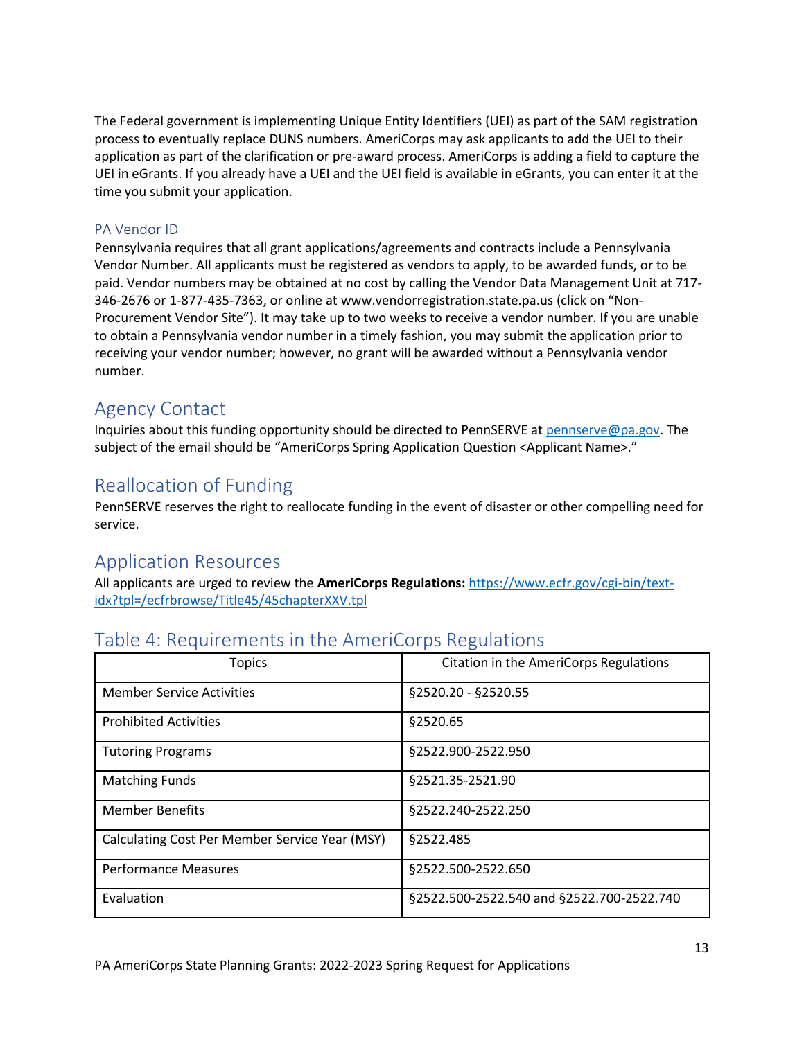The Federal government is implementing Unique Entity Identifiers (UEI) as part of the SAM registration process to eventually replace DUNS numbers. AmeriCorps may ask applicants to add the UEI to their application as part of the clarification or pre-award process. AmeriCorps is adding a field to capture the UEI in eGrants. If you already have a UEI and the UEI field is available in eGrants, you can enter it at the time you submit your application.

### PA Vendor ID

Pennsylvania requires that all grant applications/agreements and contracts include a Pennsylvania Vendor Number. All applicants must be registered as vendors to apply, to be awarded funds, or to be paid. Vendor numbers may be obtained at no cost by calling the Vendor Data Management Unit at 717-346-2676 or 1-877-435-7363, or online at www.vendorregistration.state.pa.us (click on "Non-Procurement Vendor Site"). It may take up to two weeks to receive a vendor number. If you are unable to obtain a Pennsylvania vendor number in a timely fashion, you may submit the application prior to receiving your vendor number; however, no grant will be awarded without a Pennsylvania vendor number.

## Agency Contact

Inquiries about this funding opportunity should be directed to PennSERVE at pennserve@pa.gov. The subject of the email should be "AmeriCorps Spring Application Question <Applicant Name>."

## Reallocation of Funding

PennSERVE reserves the right to reallocate funding in the event of disaster or other compelling need for service.

## Application Resources

All applicants are urged to review the **AmeriCorps Regulations:** https://www.ecfr.gov/cgi-bin/text-idx?tpl=/ecfrbrowse/Title45/45chapterXXV.tpl

## Table 4: Requirements in the AmeriCorps Regulations

| Topics | Citation in the AmeriCorps Regulations |
|---|---|
| Member Service Activities | §2520.20 - §2520.55 |
| Prohibited Activities | §2520.65 |
| Tutoring Programs | §2522.900-2522.950 |
| Matching Funds | §2521.35-2521.90 |
| Member Benefits | §2522.240-2522.250 |
| Calculating Cost Per Member Service Year (MSY) | §2522.485 |
| Performance Measures | §2522.500-2522.650 |
| Evaluation | §2522.500-2522.540 and §2522.700-2522.740 |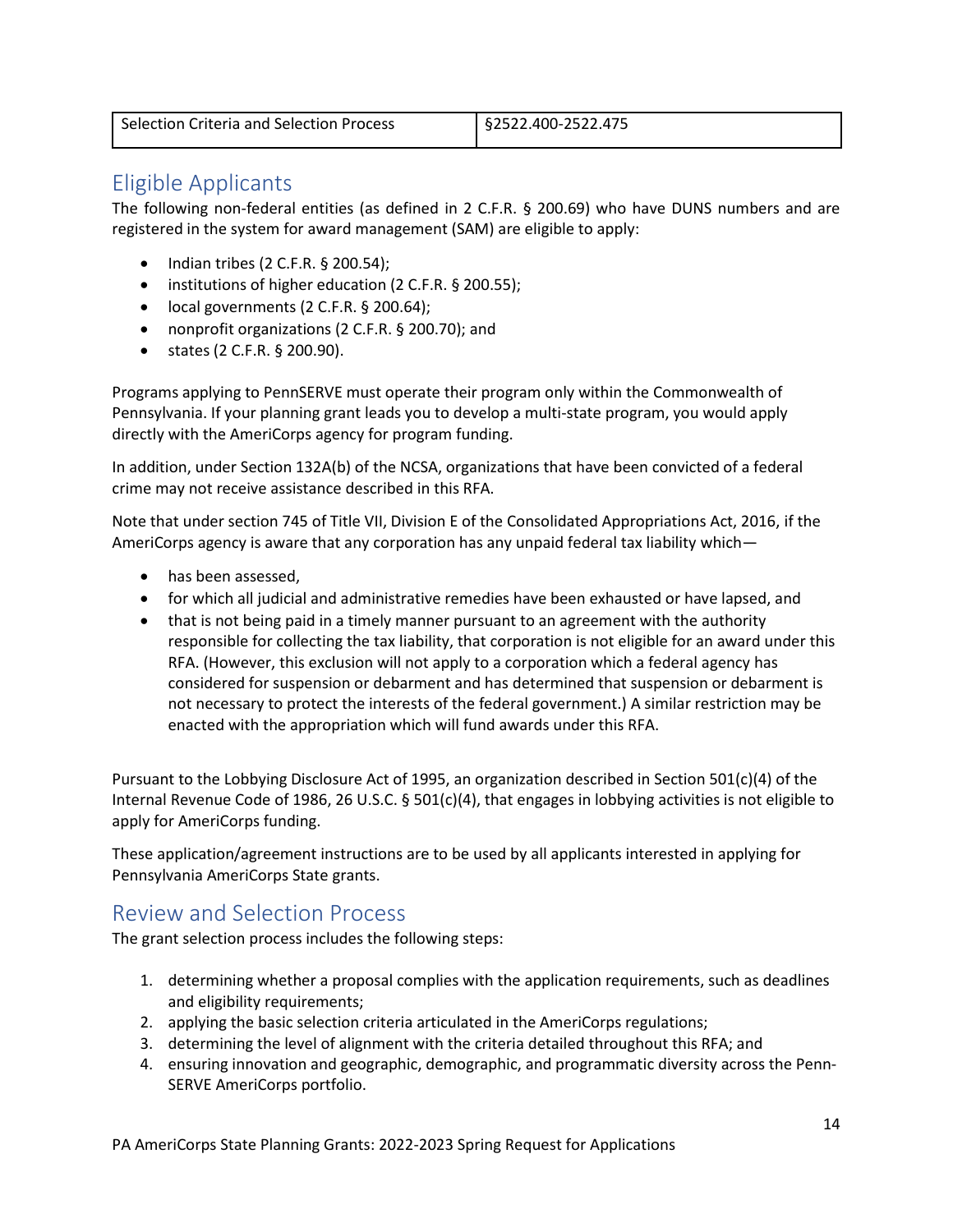| Selection Criteria and Selection Process | §2522.400-2522.475 |
| --- | --- |

## Eligible Applicants

The following non-federal entities (as defined in 2 C.F.R. § 200.69) who have DUNS numbers and are registered in the system for award management (SAM) are eligible to apply:

- Indian tribes (2 C.F.R. § 200.54);
- institutions of higher education (2 C.F.R. § 200.55);
- local governments (2 C.F.R. § 200.64);
- nonprofit organizations (2 C.F.R. § 200.70); and
- states (2 C.F.R. § 200.90).

Programs applying to PennSERVE must operate their program only within the Commonwealth of Pennsylvania. If your planning grant leads you to develop a multi-state program, you would apply directly with the AmeriCorps agency for program funding.

In addition, under Section 132A(b) of the NCSA, organizations that have been convicted of a federal crime may not receive assistance described in this RFA.

Note that under section 745 of Title VII, Division E of the Consolidated Appropriations Act, 2016, if the AmeriCorps agency is aware that any corporation has any unpaid federal tax liability which—

- has been assessed,
- for which all judicial and administrative remedies have been exhausted or have lapsed, and
- that is not being paid in a timely manner pursuant to an agreement with the authority responsible for collecting the tax liability, that corporation is not eligible for an award under this RFA. (However, this exclusion will not apply to a corporation which a federal agency has considered for suspension or debarment and has determined that suspension or debarment is not necessary to protect the interests of the federal government.) A similar restriction may be enacted with the appropriation which will fund awards under this RFA.

Pursuant to the Lobbying Disclosure Act of 1995, an organization described in Section 501(c)(4) of the Internal Revenue Code of 1986, 26 U.S.C. § 501(c)(4), that engages in lobbying activities is not eligible to apply for AmeriCorps funding.

These application/agreement instructions are to be used by all applicants interested in applying for Pennsylvania AmeriCorps State grants.

## Review and Selection Process

The grant selection process includes the following steps:

1. determining whether a proposal complies with the application requirements, such as deadlines and eligibility requirements;
2. applying the basic selection criteria articulated in the AmeriCorps regulations;
3. determining the level of alignment with the criteria detailed throughout this RFA; and
4. ensuring innovation and geographic, demographic, and programmatic diversity across the Penn-SERVE AmeriCorps portfolio.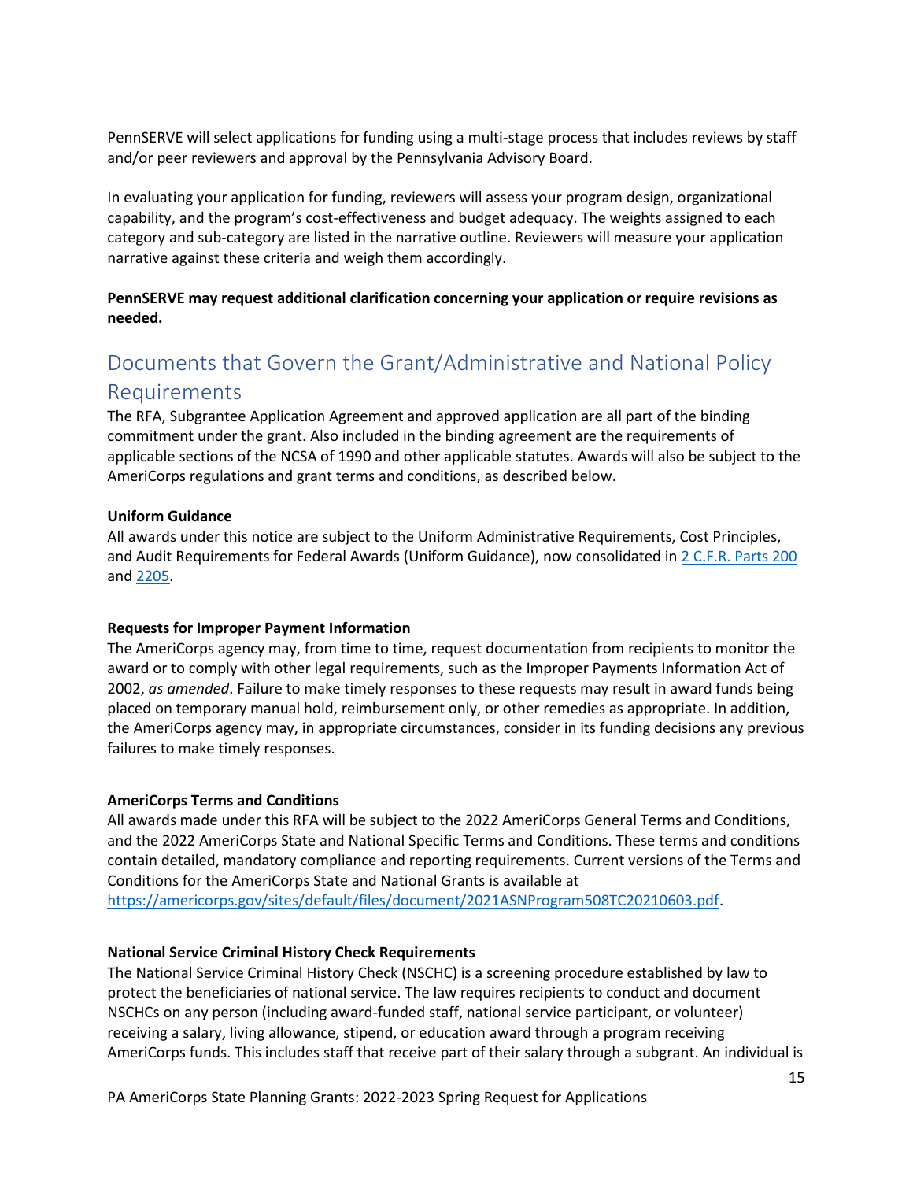PennSERVE will select applications for funding using a multi-stage process that includes reviews by staff and/or peer reviewers and approval by the Pennsylvania Advisory Board.

In evaluating your application for funding, reviewers will assess your program design, organizational capability, and the program's cost-effectiveness and budget adequacy. The weights assigned to each category and sub-category are listed in the narrative outline. Reviewers will measure your application narrative against these criteria and weigh them accordingly.

**PennSERVE may request additional clarification concerning your application or require revisions as needed.**

## Documents that Govern the Grant/Administrative and National Policy Requirements

The RFA, Subgrantee Application Agreement and approved application are all part of the binding commitment under the grant. Also included in the binding agreement are the requirements of applicable sections of the NCSA of 1990 and other applicable statutes. Awards will also be subject to the AmeriCorps regulations and grant terms and conditions, as described below.

**Uniform Guidance**

All awards under this notice are subject to the Uniform Administrative Requirements, Cost Principles, and Audit Requirements for Federal Awards (Uniform Guidance), now consolidated in 2 C.F.R. Parts 200 and 2205.

**Requests for Improper Payment Information**

The AmeriCorps agency may, from time to time, request documentation from recipients to monitor the award or to comply with other legal requirements, such as the Improper Payments Information Act of 2002, *as amended*. Failure to make timely responses to these requests may result in award funds being placed on temporary manual hold, reimbursement only, or other remedies as appropriate. In addition, the AmeriCorps agency may, in appropriate circumstances, consider in its funding decisions any previous failures to make timely responses.

**AmeriCorps Terms and Conditions**

All awards made under this RFA will be subject to the 2022 AmeriCorps General Terms and Conditions, and the 2022 AmeriCorps State and National Specific Terms and Conditions. These terms and conditions contain detailed, mandatory compliance and reporting requirements. Current versions of the Terms and Conditions for the AmeriCorps State and National Grants is available at https://americorps.gov/sites/default/files/document/2021ASNProgram508TC20210603.pdf.

**National Service Criminal History Check Requirements**

The National Service Criminal History Check (NSCHC) is a screening procedure established by law to protect the beneficiaries of national service. The law requires recipients to conduct and document NSCHCs on any person (including award-funded staff, national service participant, or volunteer) receiving a salary, living allowance, stipend, or education award through a program receiving AmeriCorps funds. This includes staff that receive part of their salary through a subgrant. An individual is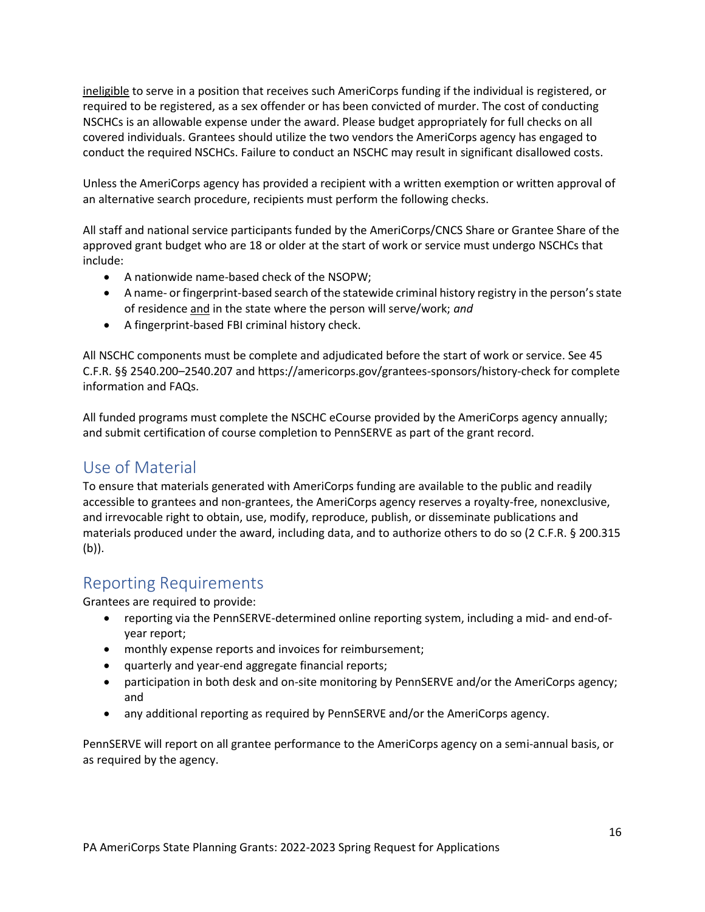ineligible to serve in a position that receives such AmeriCorps funding if the individual is registered, or required to be registered, as a sex offender or has been convicted of murder. The cost of conducting NSCHCs is an allowable expense under the award. Please budget appropriately for full checks on all covered individuals. Grantees should utilize the two vendors the AmeriCorps agency has engaged to conduct the required NSCHCs. Failure to conduct an NSCHC may result in significant disallowed costs.

Unless the AmeriCorps agency has provided a recipient with a written exemption or written approval of an alternative search procedure, recipients must perform the following checks.

All staff and national service participants funded by the AmeriCorps/CNCS Share or Grantee Share of the approved grant budget who are 18 or older at the start of work or service must undergo NSCHCs that include:

- A nationwide name-based check of the NSOPW;
- A name- or fingerprint-based search of the statewide criminal history registry in the person's state of residence and in the state where the person will serve/work; *and*
- A fingerprint-based FBI criminal history check.

All NSCHC components must be complete and adjudicated before the start of work or service. See 45 C.F.R. §§ 2540.200–2540.207 and https://americorps.gov/grantees-sponsors/history-check for complete information and FAQs.

All funded programs must complete the NSCHC eCourse provided by the AmeriCorps agency annually; and submit certification of course completion to PennSERVE as part of the grant record.

## Use of Material

To ensure that materials generated with AmeriCorps funding are available to the public and readily accessible to grantees and non-grantees, the AmeriCorps agency reserves a royalty-free, nonexclusive, and irrevocable right to obtain, use, modify, reproduce, publish, or disseminate publications and materials produced under the award, including data, and to authorize others to do so (2 C.F.R. § 200.315 (b)).

## Reporting Requirements

Grantees are required to provide:

- reporting via the PennSERVE-determined online reporting system, including a mid- and end-of-year report;
- monthly expense reports and invoices for reimbursement;
- quarterly and year-end aggregate financial reports;
- participation in both desk and on-site monitoring by PennSERVE and/or the AmeriCorps agency; and
- any additional reporting as required by PennSERVE and/or the AmeriCorps agency.

PennSERVE will report on all grantee performance to the AmeriCorps agency on a semi-annual basis, or as required by the agency.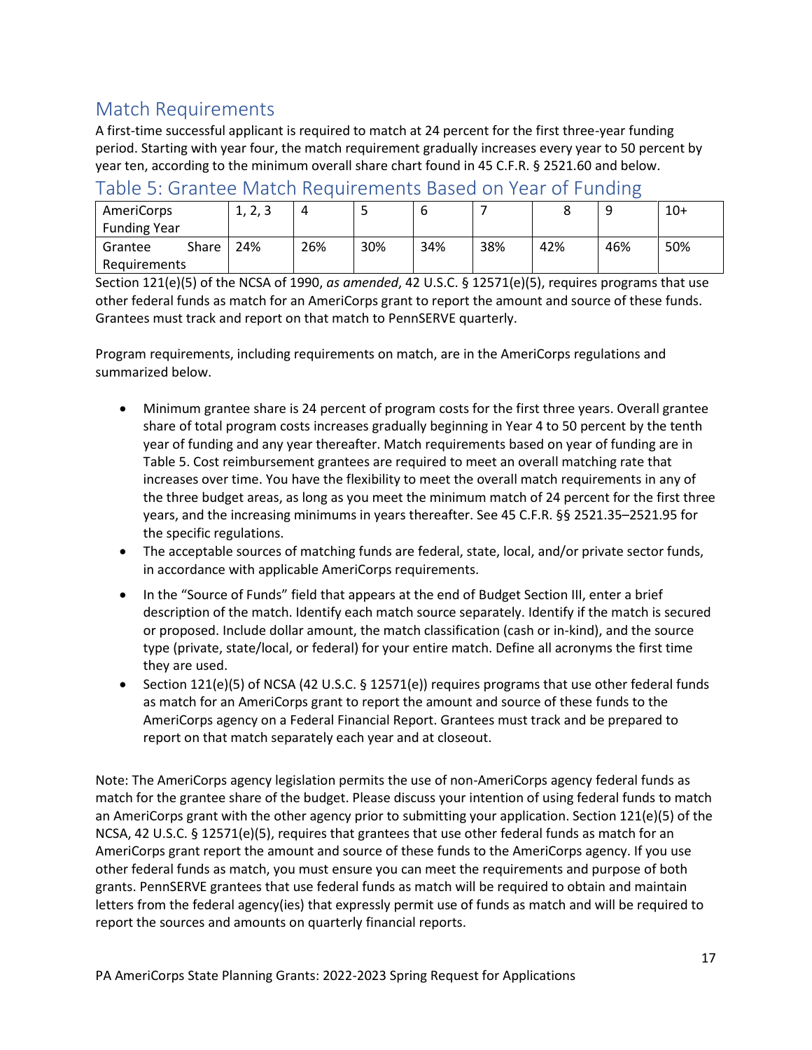## Match Requirements

A first-time successful applicant is required to match at 24 percent for the first three-year funding period. Starting with year four, the match requirement gradually increases every year to 50 percent by year ten, according to the minimum overall share chart found in 45 C.F.R. § 2521.60 and below.

## Table 5: Grantee Match Requirements Based on Year of Funding

| AmeriCorps Funding Year | 1, 2, 3 | 4 | 5 | 6 | 7 | 8 | 9 | 10+ |
|---|---|---|---|---|---|---|---|---|
| Grantee Share Requirements | 24% | 26% | 30% | 34% | 38% | 42% | 46% | 50% |

Section 121(e)(5) of the NCSA of 1990, *as amended*, 42 U.S.C. § 12571(e)(5), requires programs that use other federal funds as match for an AmeriCorps grant to report the amount and source of these funds. Grantees must track and report on that match to PennSERVE quarterly.

Program requirements, including requirements on match, are in the AmeriCorps regulations and summarized below.

- Minimum grantee share is 24 percent of program costs for the first three years. Overall grantee share of total program costs increases gradually beginning in Year 4 to 50 percent by the tenth year of funding and any year thereafter. Match requirements based on year of funding are in Table 5. Cost reimbursement grantees are required to meet an overall matching rate that increases over time. You have the flexibility to meet the overall match requirements in any of the three budget areas, as long as you meet the minimum match of 24 percent for the first three years, and the increasing minimums in years thereafter. See 45 C.F.R. §§ 2521.35–2521.95 for the specific regulations.
- The acceptable sources of matching funds are federal, state, local, and/or private sector funds, in accordance with applicable AmeriCorps requirements.
- In the "Source of Funds" field that appears at the end of Budget Section III, enter a brief description of the match. Identify each match source separately. Identify if the match is secured or proposed. Include dollar amount, the match classification (cash or in-kind), and the source type (private, state/local, or federal) for your entire match. Define all acronyms the first time they are used.
- Section 121(e)(5) of NCSA (42 U.S.C. § 12571(e)) requires programs that use other federal funds as match for an AmeriCorps grant to report the amount and source of these funds to the AmeriCorps agency on a Federal Financial Report. Grantees must track and be prepared to report on that match separately each year and at closeout.

Note: The AmeriCorps agency legislation permits the use of non-AmeriCorps agency federal funds as match for the grantee share of the budget. Please discuss your intention of using federal funds to match an AmeriCorps grant with the other agency prior to submitting your application. Section 121(e)(5) of the NCSA, 42 U.S.C. § 12571(e)(5), requires that grantees that use other federal funds as match for an AmeriCorps grant report the amount and source of these funds to the AmeriCorps agency. If you use other federal funds as match, you must ensure you can meet the requirements and purpose of both grants. PennSERVE grantees that use federal funds as match will be required to obtain and maintain letters from the federal agency(ies) that expressly permit use of funds as match and will be required to report the sources and amounts on quarterly financial reports.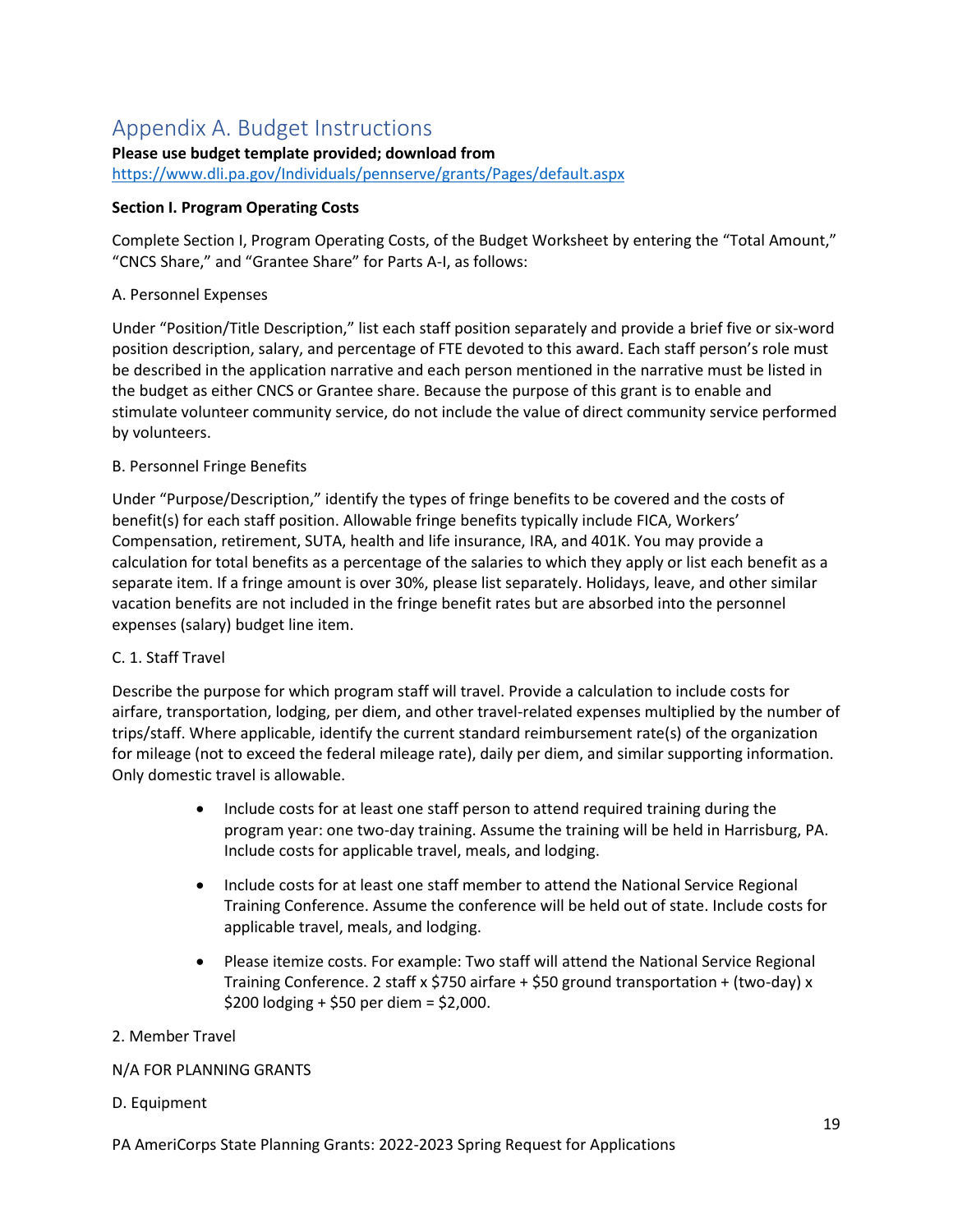# Appendix A. Budget Instructions

**Please use budget template provided; download from**
https://www.dli.pa.gov/Individuals/pennserve/grants/Pages/default.aspx

**Section I. Program Operating Costs**

Complete Section I, Program Operating Costs, of the Budget Worksheet by entering the "Total Amount," "CNCS Share," and "Grantee Share" for Parts A-I, as follows:

A. Personnel Expenses

Under "Position/Title Description," list each staff position separately and provide a brief five or six-word position description, salary, and percentage of FTE devoted to this award. Each staff person's role must be described in the application narrative and each person mentioned in the narrative must be listed in the budget as either CNCS or Grantee share. Because the purpose of this grant is to enable and stimulate volunteer community service, do not include the value of direct community service performed by volunteers.

B. Personnel Fringe Benefits

Under "Purpose/Description," identify the types of fringe benefits to be covered and the costs of benefit(s) for each staff position. Allowable fringe benefits typically include FICA, Workers' Compensation, retirement, SUTA, health and life insurance, IRA, and 401K. You may provide a calculation for total benefits as a percentage of the salaries to which they apply or list each benefit as a separate item. If a fringe amount is over 30%, please list separately. Holidays, leave, and other similar vacation benefits are not included in the fringe benefit rates but are absorbed into the personnel expenses (salary) budget line item.

C. 1. Staff Travel

Describe the purpose for which program staff will travel. Provide a calculation to include costs for airfare, transportation, lodging, per diem, and other travel-related expenses multiplied by the number of trips/staff. Where applicable, identify the current standard reimbursement rate(s) of the organization for mileage (not to exceed the federal mileage rate), daily per diem, and similar supporting information. Only domestic travel is allowable.

- Include costs for at least one staff person to attend required training during the program year: one two-day training. Assume the training will be held in Harrisburg, PA. Include costs for applicable travel, meals, and lodging.
- Include costs for at least one staff member to attend the National Service Regional Training Conference. Assume the conference will be held out of state. Include costs for applicable travel, meals, and lodging.
- Please itemize costs. For example: Two staff will attend the National Service Regional Training Conference. 2 staff x $750 airfare + $50 ground transportation + (two-day) x $200 lodging + $50 per diem = $2,000.

2. Member Travel

N/A FOR PLANNING GRANTS

D. Equipment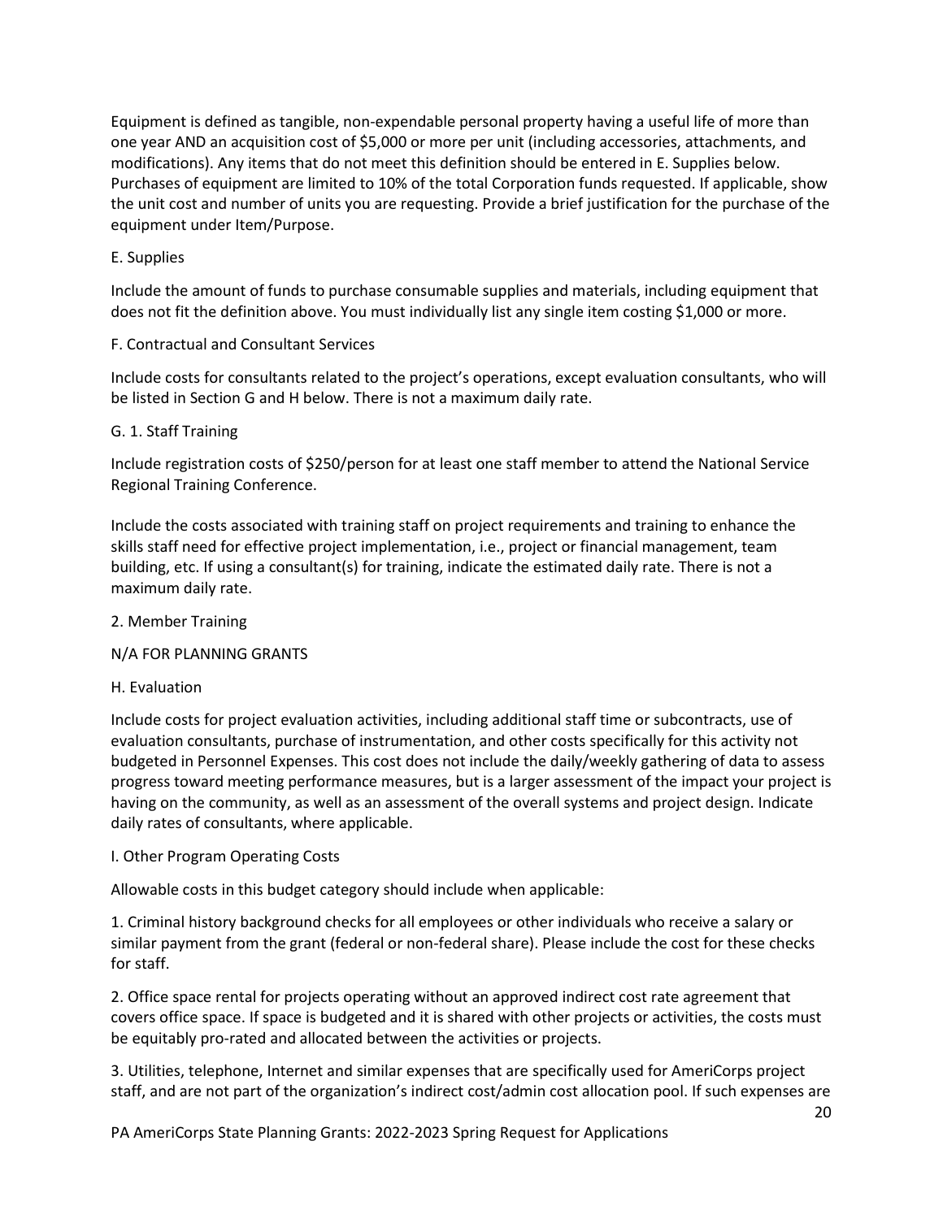Equipment is defined as tangible, non-expendable personal property having a useful life of more than one year AND an acquisition cost of $5,000 or more per unit (including accessories, attachments, and modifications). Any items that do not meet this definition should be entered in E. Supplies below. Purchases of equipment are limited to 10% of the total Corporation funds requested. If applicable, show the unit cost and number of units you are requesting. Provide a brief justification for the purchase of the equipment under Item/Purpose.

E. Supplies

Include the amount of funds to purchase consumable supplies and materials, including equipment that does not fit the definition above. You must individually list any single item costing $1,000 or more.

F. Contractual and Consultant Services

Include costs for consultants related to the project's operations, except evaluation consultants, who will be listed in Section G and H below. There is not a maximum daily rate.

G. 1. Staff Training

Include registration costs of $250/person for at least one staff member to attend the National Service Regional Training Conference.

Include the costs associated with training staff on project requirements and training to enhance the skills staff need for effective project implementation, i.e., project or financial management, team building, etc. If using a consultant(s) for training, indicate the estimated daily rate. There is not a maximum daily rate.

2. Member Training

N/A FOR PLANNING GRANTS

H. Evaluation

Include costs for project evaluation activities, including additional staff time or subcontracts, use of evaluation consultants, purchase of instrumentation, and other costs specifically for this activity not budgeted in Personnel Expenses. This cost does not include the daily/weekly gathering of data to assess progress toward meeting performance measures, but is a larger assessment of the impact your project is having on the community, as well as an assessment of the overall systems and project design. Indicate daily rates of consultants, where applicable.

I. Other Program Operating Costs

Allowable costs in this budget category should include when applicable:

1. Criminal history background checks for all employees or other individuals who receive a salary or similar payment from the grant (federal or non-federal share). Please include the cost for these checks for staff.

2. Office space rental for projects operating without an approved indirect cost rate agreement that covers office space. If space is budgeted and it is shared with other projects or activities, the costs must be equitably pro-rated and allocated between the activities or projects.

3. Utilities, telephone, Internet and similar expenses that are specifically used for AmeriCorps project staff, and are not part of the organization's indirect cost/admin cost allocation pool. If such expenses are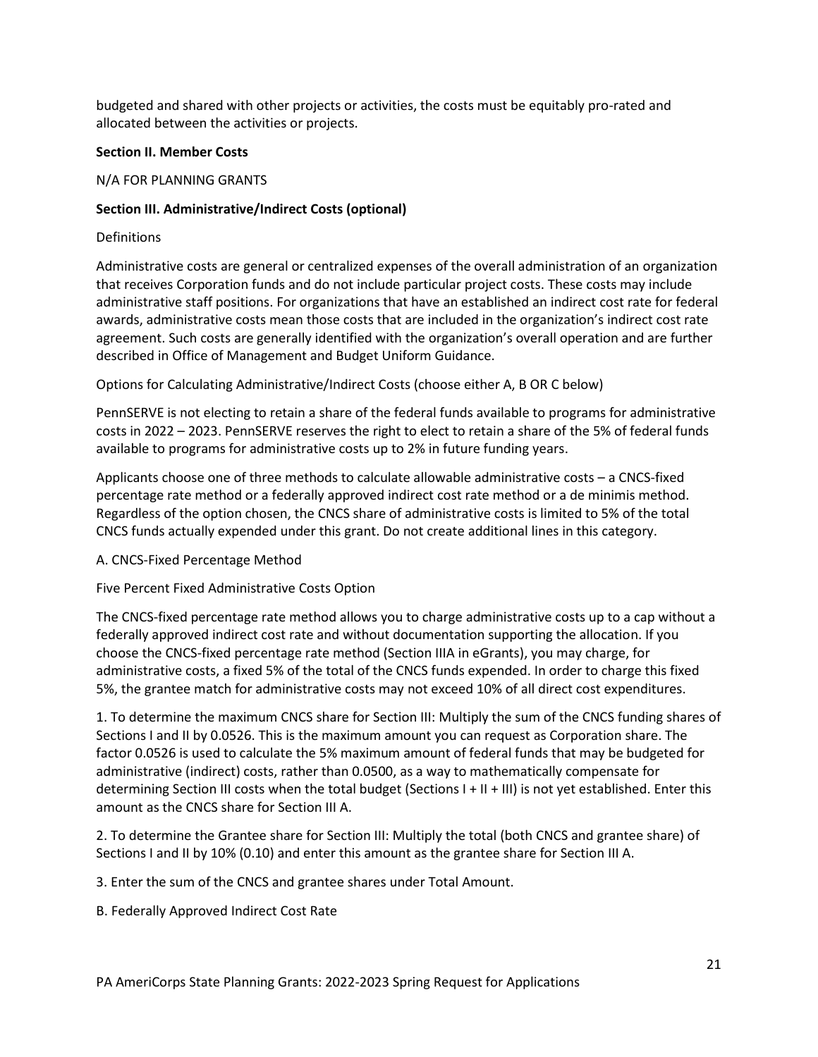budgeted and shared with other projects or activities, the costs must be equitably pro-rated and allocated between the activities or projects.

**Section II. Member Costs**

N/A FOR PLANNING GRANTS

**Section III. Administrative/Indirect Costs (optional)**

Definitions

Administrative costs are general or centralized expenses of the overall administration of an organization that receives Corporation funds and do not include particular project costs. These costs may include administrative staff positions. For organizations that have an established an indirect cost rate for federal awards, administrative costs mean those costs that are included in the organization's indirect cost rate agreement. Such costs are generally identified with the organization's overall operation and are further described in Office of Management and Budget Uniform Guidance.

Options for Calculating Administrative/Indirect Costs (choose either A, B OR C below)

PennSERVE is not electing to retain a share of the federal funds available to programs for administrative costs in 2022 – 2023. PennSERVE reserves the right to elect to retain a share of the 5% of federal funds available to programs for administrative costs up to 2% in future funding years.

Applicants choose one of three methods to calculate allowable administrative costs – a CNCS-fixed percentage rate method or a federally approved indirect cost rate method or a de minimis method. Regardless of the option chosen, the CNCS share of administrative costs is limited to 5% of the total CNCS funds actually expended under this grant. Do not create additional lines in this category.

A. CNCS-Fixed Percentage Method

Five Percent Fixed Administrative Costs Option

The CNCS-fixed percentage rate method allows you to charge administrative costs up to a cap without a federally approved indirect cost rate and without documentation supporting the allocation. If you choose the CNCS-fixed percentage rate method (Section IIIA in eGrants), you may charge, for administrative costs, a fixed 5% of the total of the CNCS funds expended. In order to charge this fixed 5%, the grantee match for administrative costs may not exceed 10% of all direct cost expenditures.

1. To determine the maximum CNCS share for Section III: Multiply the sum of the CNCS funding shares of Sections I and II by 0.0526. This is the maximum amount you can request as Corporation share. The factor 0.0526 is used to calculate the 5% maximum amount of federal funds that may be budgeted for administrative (indirect) costs, rather than 0.0500, as a way to mathematically compensate for determining Section III costs when the total budget (Sections I + II + III) is not yet established. Enter this amount as the CNCS share for Section III A.

2. To determine the Grantee share for Section III: Multiply the total (both CNCS and grantee share) of Sections I and II by 10% (0.10) and enter this amount as the grantee share for Section III A.

3. Enter the sum of the CNCS and grantee shares under Total Amount.

B. Federally Approved Indirect Cost Rate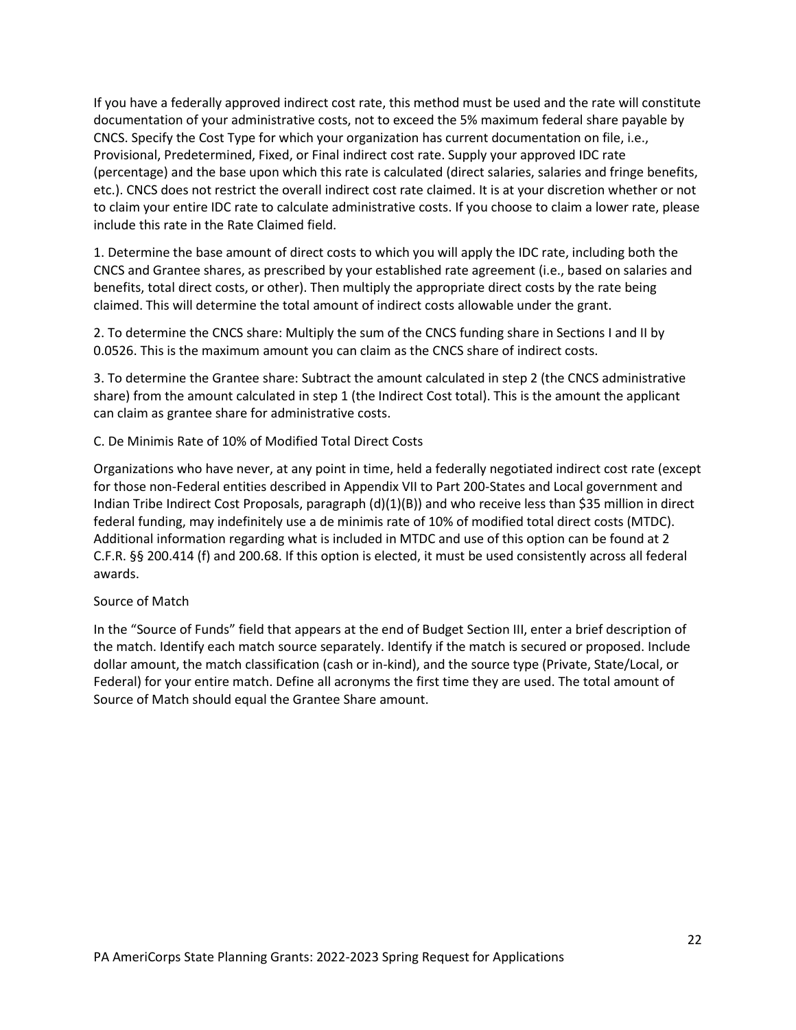If you have a federally approved indirect cost rate, this method must be used and the rate will constitute documentation of your administrative costs, not to exceed the 5% maximum federal share payable by CNCS. Specify the Cost Type for which your organization has current documentation on file, i.e., Provisional, Predetermined, Fixed, or Final indirect cost rate. Supply your approved IDC rate (percentage) and the base upon which this rate is calculated (direct salaries, salaries and fringe benefits, etc.). CNCS does not restrict the overall indirect cost rate claimed. It is at your discretion whether or not to claim your entire IDC rate to calculate administrative costs. If you choose to claim a lower rate, please include this rate in the Rate Claimed field.

1. Determine the base amount of direct costs to which you will apply the IDC rate, including both the CNCS and Grantee shares, as prescribed by your established rate agreement (i.e., based on salaries and benefits, total direct costs, or other). Then multiply the appropriate direct costs by the rate being claimed. This will determine the total amount of indirect costs allowable under the grant.

2. To determine the CNCS share: Multiply the sum of the CNCS funding share in Sections I and II by 0.0526. This is the maximum amount you can claim as the CNCS share of indirect costs.

3. To determine the Grantee share: Subtract the amount calculated in step 2 (the CNCS administrative share) from the amount calculated in step 1 (the Indirect Cost total). This is the amount the applicant can claim as grantee share for administrative costs.

C. De Minimis Rate of 10% of Modified Total Direct Costs

Organizations who have never, at any point in time, held a federally negotiated indirect cost rate (except for those non-Federal entities described in Appendix VII to Part 200-States and Local government and Indian Tribe Indirect Cost Proposals, paragraph (d)(1)(B)) and who receive less than $35 million in direct federal funding, may indefinitely use a de minimis rate of 10% of modified total direct costs (MTDC). Additional information regarding what is included in MTDC and use of this option can be found at 2 C.F.R. §§ 200.414 (f) and 200.68. If this option is elected, it must be used consistently across all federal awards.

Source of Match

In the "Source of Funds" field that appears at the end of Budget Section III, enter a brief description of the match. Identify each match source separately. Identify if the match is secured or proposed. Include dollar amount, the match classification (cash or in-kind), and the source type (Private, State/Local, or Federal) for your entire match. Define all acronyms the first time they are used. The total amount of Source of Match should equal the Grantee Share amount.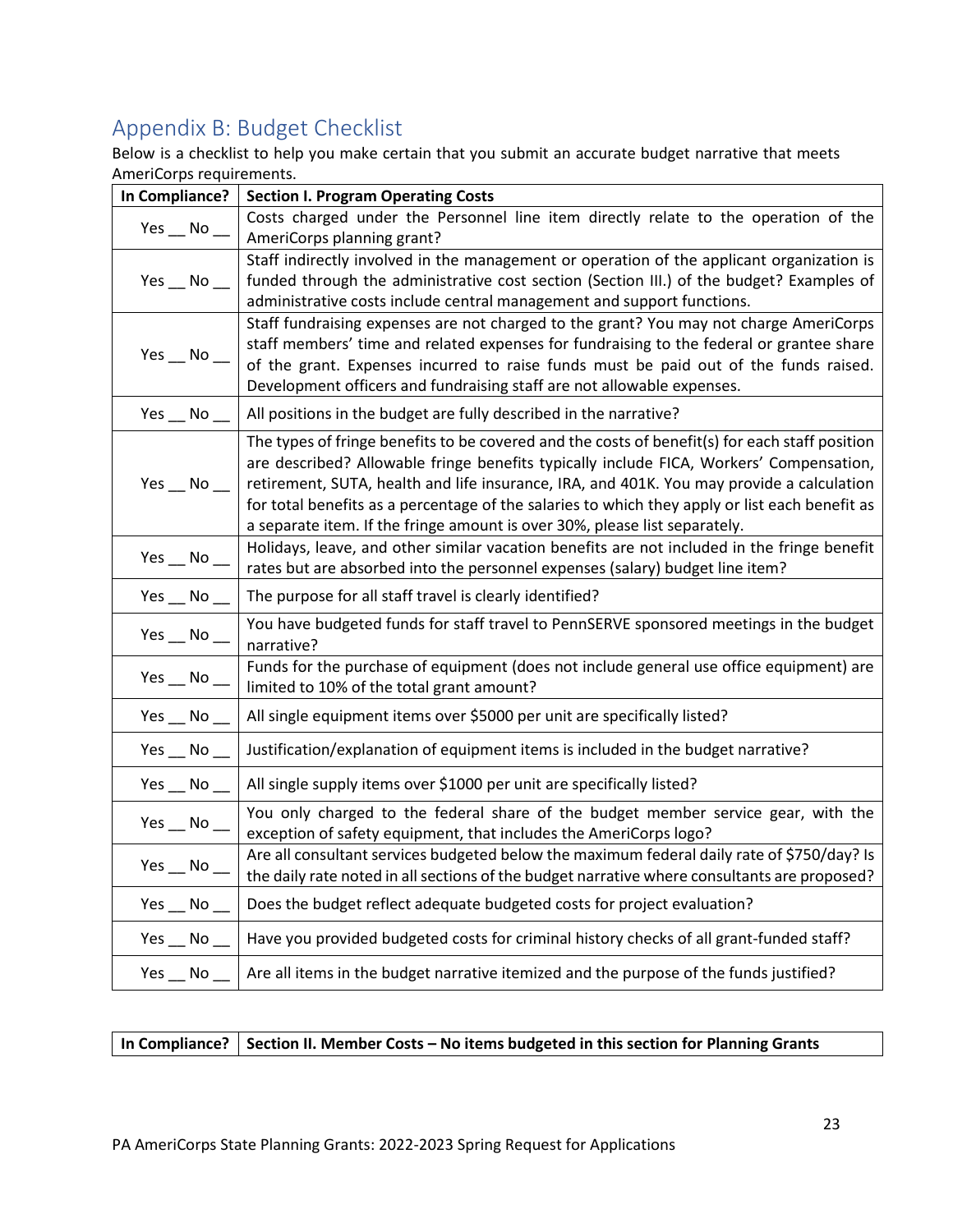## Appendix B: Budget Checklist

Below is a checklist to help you make certain that you submit an accurate budget narrative that meets AmeriCorps requirements.

| In Compliance? | Section I. Program Operating Costs |
|---|---|
| Yes __ No __ | Costs charged under the Personnel line item directly relate to the operation of the AmeriCorps planning grant? |
| Yes __ No __ | Staff indirectly involved in the management or operation of the applicant organization is funded through the administrative cost section (Section III.) of the budget? Examples of administrative costs include central management and support functions. |
| Yes __ No __ | Staff fundraising expenses are not charged to the grant? You may not charge AmeriCorps staff members' time and related expenses for fundraising to the federal or grantee share of the grant. Expenses incurred to raise funds must be paid out of the funds raised. Development officers and fundraising staff are not allowable expenses. |
| Yes __ No __ | All positions in the budget are fully described in the narrative? |
| Yes __ No __ | The types of fringe benefits to be covered and the costs of benefit(s) for each staff position are described? Allowable fringe benefits typically include FICA, Workers' Compensation, retirement, SUTA, health and life insurance, IRA, and 401K. You may provide a calculation for total benefits as a percentage of the salaries to which they apply or list each benefit as a separate item. If the fringe amount is over 30%, please list separately. |
| Yes __ No __ | Holidays, leave, and other similar vacation benefits are not included in the fringe benefit rates but are absorbed into the personnel expenses (salary) budget line item? |
| Yes __ No __ | The purpose for all staff travel is clearly identified? |
| Yes __ No __ | You have budgeted funds for staff travel to PennSERVE sponsored meetings in the budget narrative? |
| Yes __ No __ | Funds for the purchase of equipment (does not include general use office equipment) are limited to 10% of the total grant amount? |
| Yes __ No __ | All single equipment items over $5000 per unit are specifically listed? |
| Yes __ No __ | Justification/explanation of equipment items is included in the budget narrative? |
| Yes __ No __ | All single supply items over $1000 per unit are specifically listed? |
| Yes __ No __ | You only charged to the federal share of the budget member service gear, with the exception of safety equipment, that includes the AmeriCorps logo? |
| Yes __ No __ | Are all consultant services budgeted below the maximum federal daily rate of $750/day? Is the daily rate noted in all sections of the budget narrative where consultants are proposed? |
| Yes __ No __ | Does the budget reflect adequate budgeted costs for project evaluation? |
| Yes __ No __ | Have you provided budgeted costs for criminal history checks of all grant-funded staff? |
| Yes __ No __ | Are all items in the budget narrative itemized and the purpose of the funds justified? |

| In Compliance? | Section II. Member Costs – No items budgeted in this section for Planning Grants |
|---|---|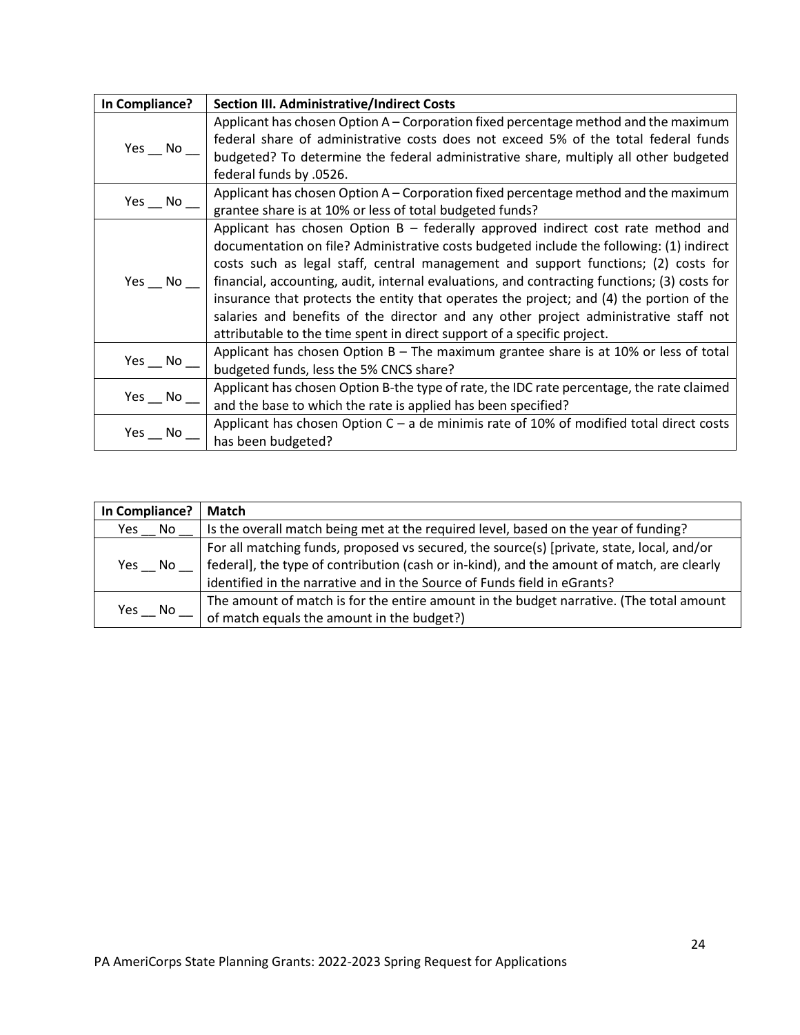| In Compliance? | Section III. Administrative/Indirect Costs |
|---|---|
| Yes __ No __ | Applicant has chosen Option A – Corporation fixed percentage method and the maximum federal share of administrative costs does not exceed 5% of the total federal funds budgeted? To determine the federal administrative share, multiply all other budgeted federal funds by .0526. |
| Yes __ No __ | Applicant has chosen Option A – Corporation fixed percentage method and the maximum grantee share is at 10% or less of total budgeted funds? |
| Yes __ No __ | Applicant has chosen Option B – federally approved indirect cost rate method and documentation on file? Administrative costs budgeted include the following: (1) indirect costs such as legal staff, central management and support functions; (2) costs for financial, accounting, audit, internal evaluations, and contracting functions; (3) costs for insurance that protects the entity that operates the project; and (4) the portion of the salaries and benefits of the director and any other project administrative staff not attributable to the time spent in direct support of a specific project. |
| Yes __ No __ | Applicant has chosen Option B – The maximum grantee share is at 10% or less of total budgeted funds, less the 5% CNCS share? |
| Yes __ No __ | Applicant has chosen Option B-the type of rate, the IDC rate percentage, the rate claimed and the base to which the rate is applied has been specified? |
| Yes __ No __ | Applicant has chosen Option C – a de minimis rate of 10% of modified total direct costs has been budgeted? |

| In Compliance? | Match |
|---|---|
| Yes __ No __ | Is the overall match being met at the required level, based on the year of funding? |
| Yes __ No __ | For all matching funds, proposed vs secured, the source(s) [private, state, local, and/or federal], the type of contribution (cash or in-kind), and the amount of match, are clearly identified in the narrative and in the Source of Funds field in eGrants? |
| Yes __ No __ | The amount of match is for the entire amount in the budget narrative. (The total amount of match equals the amount in the budget?) |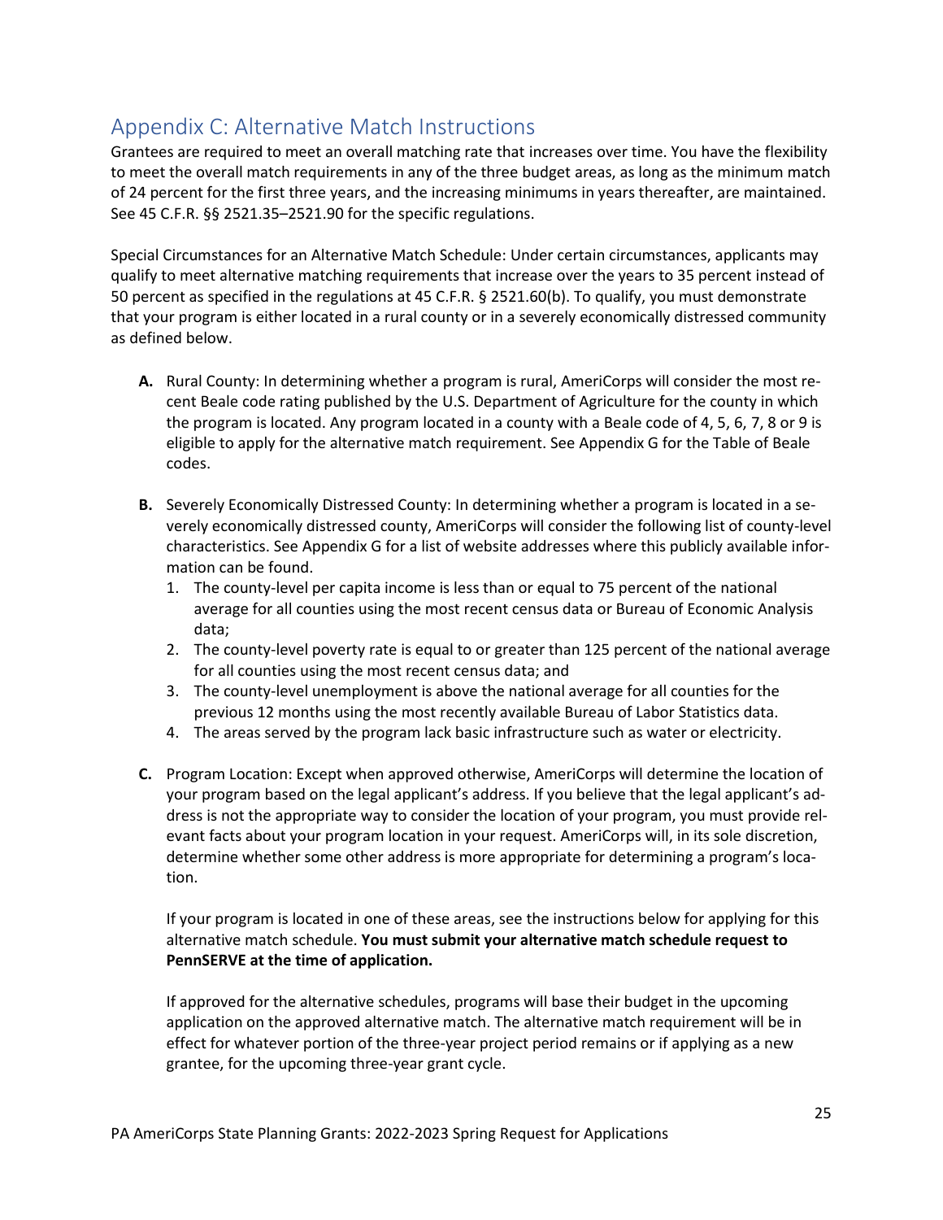## Appendix C: Alternative Match Instructions

Grantees are required to meet an overall matching rate that increases over time. You have the flexibility to meet the overall match requirements in any of the three budget areas, as long as the minimum match of 24 percent for the first three years, and the increasing minimums in years thereafter, are maintained. See 45 C.F.R. §§ 2521.35–2521.90 for the specific regulations.

Special Circumstances for an Alternative Match Schedule: Under certain circumstances, applicants may qualify to meet alternative matching requirements that increase over the years to 35 percent instead of 50 percent as specified in the regulations at 45 C.F.R. § 2521.60(b). To qualify, you must demonstrate that your program is either located in a rural county or in a severely economically distressed community as defined below.

**A.** Rural County: In determining whether a program is rural, AmeriCorps will consider the most recent Beale code rating published by the U.S. Department of Agriculture for the county in which the program is located. Any program located in a county with a Beale code of 4, 5, 6, 7, 8 or 9 is eligible to apply for the alternative match requirement. See Appendix G for the Table of Beale codes.

**B.** Severely Economically Distressed County: In determining whether a program is located in a severely economically distressed county, AmeriCorps will consider the following list of county-level characteristics. See Appendix G for a list of website addresses where this publicly available information can be found.

1. The county-level per capita income is less than or equal to 75 percent of the national average for all counties using the most recent census data or Bureau of Economic Analysis data;
2. The county-level poverty rate is equal to or greater than 125 percent of the national average for all counties using the most recent census data; and
3. The county-level unemployment is above the national average for all counties for the previous 12 months using the most recently available Bureau of Labor Statistics data.
4. The areas served by the program lack basic infrastructure such as water or electricity.

**C.** Program Location: Except when approved otherwise, AmeriCorps will determine the location of your program based on the legal applicant's address. If you believe that the legal applicant's address is not the appropriate way to consider the location of your program, you must provide relevant facts about your program location in your request. AmeriCorps will, in its sole discretion, determine whether some other address is more appropriate for determining a program's location.

If your program is located in one of these areas, see the instructions below for applying for this alternative match schedule. **You must submit your alternative match schedule request to PennSERVE at the time of application.**

If approved for the alternative schedules, programs will base their budget in the upcoming application on the approved alternative match. The alternative match requirement will be in effect for whatever portion of the three-year project period remains or if applying as a new grantee, for the upcoming three-year grant cycle.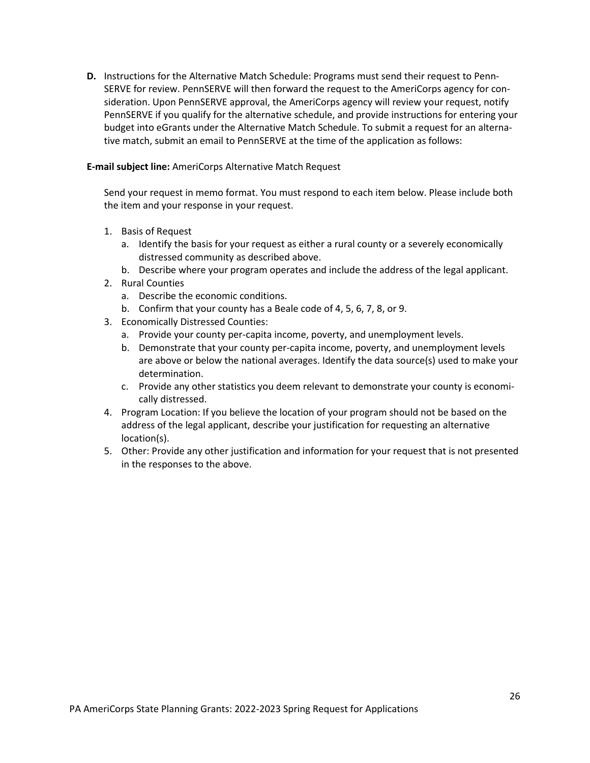**D.** Instructions for the Alternative Match Schedule: Programs must send their request to PennSERVE for review. PennSERVE will then forward the request to the AmeriCorps agency for consideration. Upon PennSERVE approval, the AmeriCorps agency will review your request, notify PennSERVE if you qualify for the alternative schedule, and provide instructions for entering your budget into eGrants under the Alternative Match Schedule. To submit a request for an alternative match, submit an email to PennSERVE at the time of the application as follows:

**E-mail subject line:** AmeriCorps Alternative Match Request

Send your request in memo format. You must respond to each item below. Please include both the item and your response in your request.

1. Basis of Request
   a. Identify the basis for your request as either a rural county or a severely economically distressed community as described above.
   b. Describe where your program operates and include the address of the legal applicant.
2. Rural Counties
   a. Describe the economic conditions.
   b. Confirm that your county has a Beale code of 4, 5, 6, 7, 8, or 9.
3. Economically Distressed Counties:
   a. Provide your county per-capita income, poverty, and unemployment levels.
   b. Demonstrate that your county per-capita income, poverty, and unemployment levels are above or below the national averages. Identify the data source(s) used to make your determination.
   c. Provide any other statistics you deem relevant to demonstrate your county is economically distressed.
4. Program Location: If you believe the location of your program should not be based on the address of the legal applicant, describe your justification for requesting an alternative location(s).
5. Other: Provide any other justification and information for your request that is not presented in the responses to the above.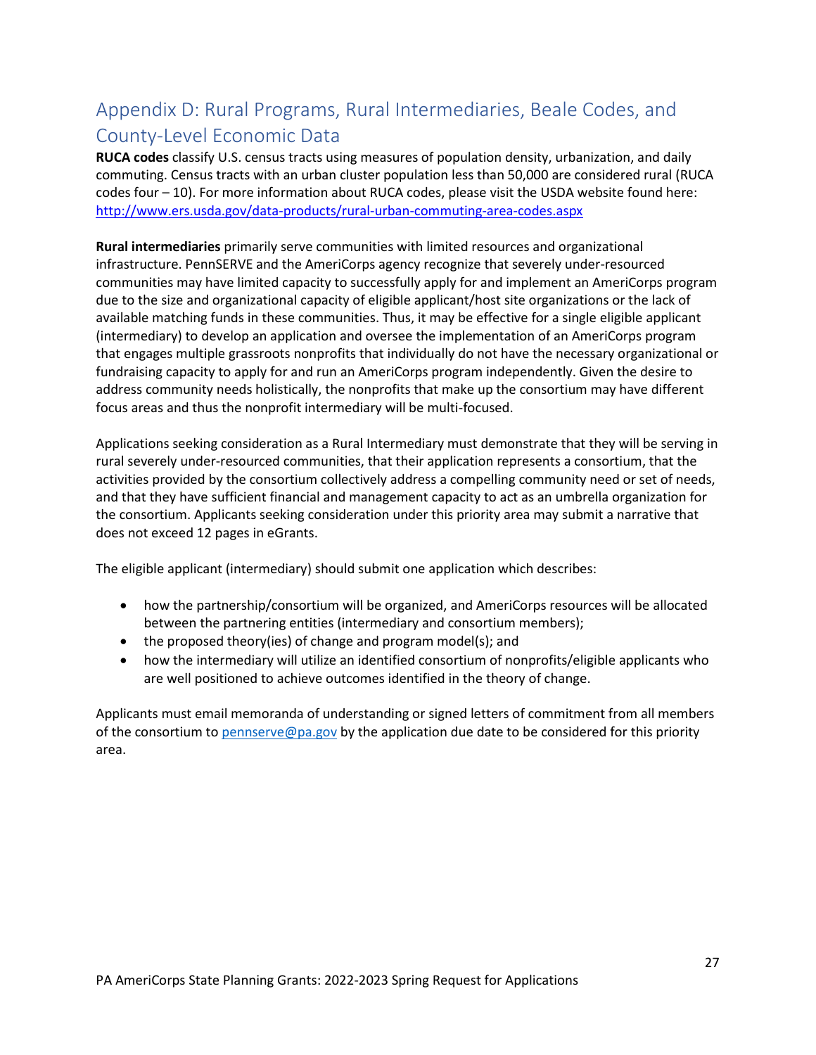## Appendix D: Rural Programs, Rural Intermediaries, Beale Codes, and County-Level Economic Data

**RUCA codes** classify U.S. census tracts using measures of population density, urbanization, and daily commuting. Census tracts with an urban cluster population less than 50,000 are considered rural (RUCA codes four – 10). For more information about RUCA codes, please visit the USDA website found here: http://www.ers.usda.gov/data-products/rural-urban-commuting-area-codes.aspx

**Rural intermediaries** primarily serve communities with limited resources and organizational infrastructure. PennSERVE and the AmeriCorps agency recognize that severely under-resourced communities may have limited capacity to successfully apply for and implement an AmeriCorps program due to the size and organizational capacity of eligible applicant/host site organizations or the lack of available matching funds in these communities. Thus, it may be effective for a single eligible applicant (intermediary) to develop an application and oversee the implementation of an AmeriCorps program that engages multiple grassroots nonprofits that individually do not have the necessary organizational or fundraising capacity to apply for and run an AmeriCorps program independently. Given the desire to address community needs holistically, the nonprofits that make up the consortium may have different focus areas and thus the nonprofit intermediary will be multi-focused.

Applications seeking consideration as a Rural Intermediary must demonstrate that they will be serving in rural severely under-resourced communities, that their application represents a consortium, that the activities provided by the consortium collectively address a compelling community need or set of needs, and that they have sufficient financial and management capacity to act as an umbrella organization for the consortium. Applicants seeking consideration under this priority area may submit a narrative that does not exceed 12 pages in eGrants.

The eligible applicant (intermediary) should submit one application which describes:

- how the partnership/consortium will be organized, and AmeriCorps resources will be allocated between the partnering entities (intermediary and consortium members);
- the proposed theory(ies) of change and program model(s); and
- how the intermediary will utilize an identified consortium of nonprofits/eligible applicants who are well positioned to achieve outcomes identified in the theory of change.

Applicants must email memoranda of understanding or signed letters of commitment from all members of the consortium to pennserve@pa.gov by the application due date to be considered for this priority area.